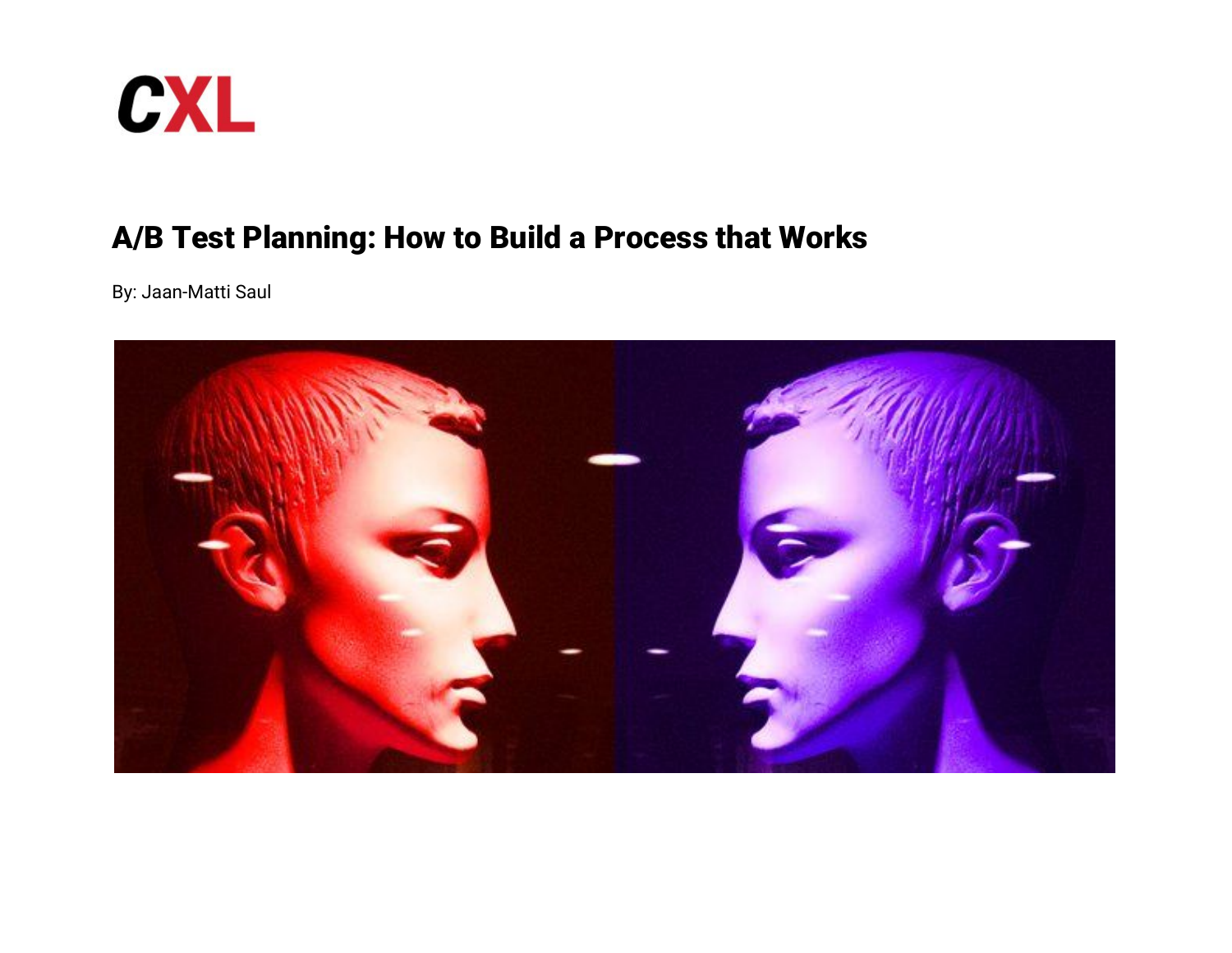CXL

# A/B Test Planning: How to Build a Process that Works

By: Jaan-Matti Saul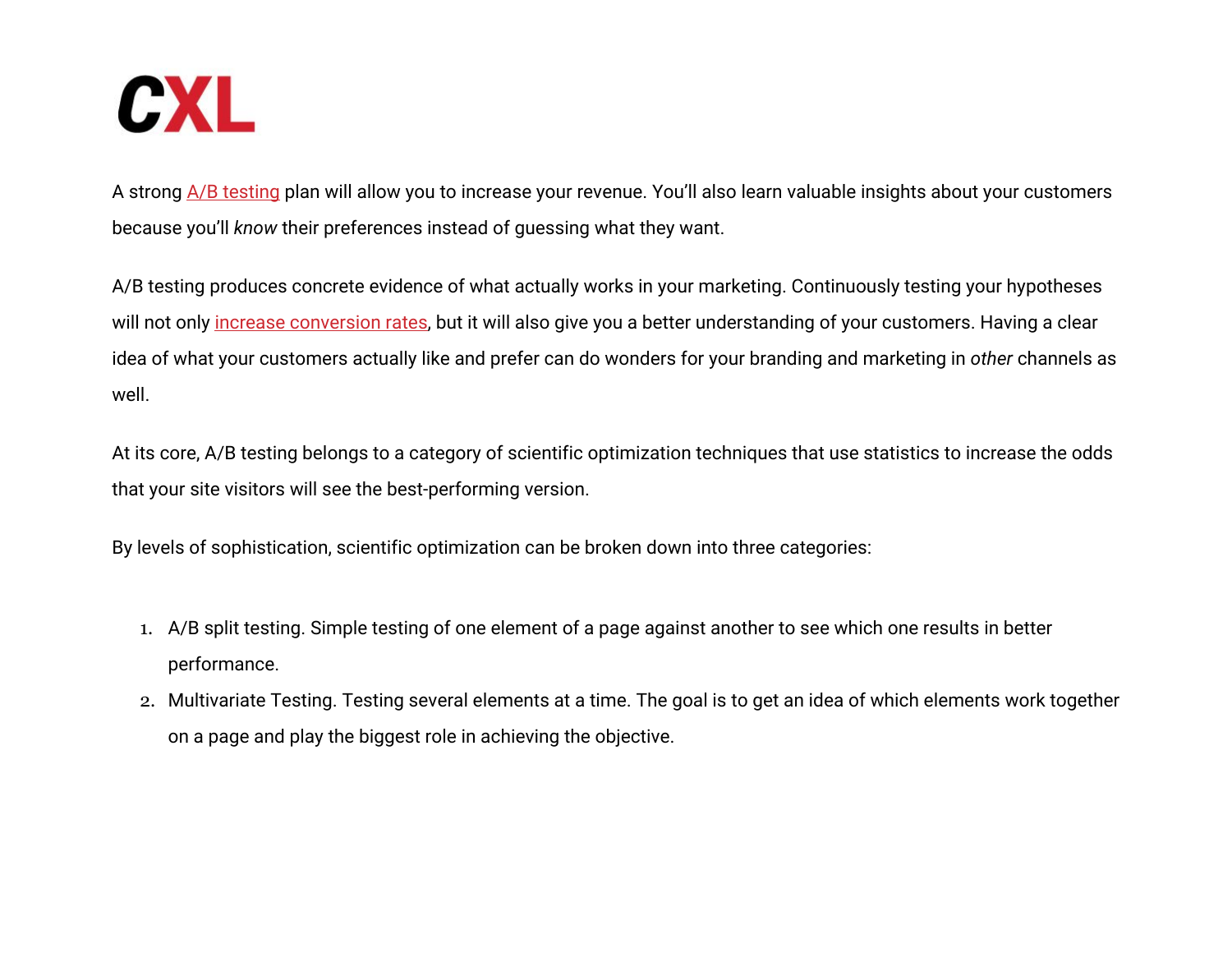A strong A/B testing plan will allow you to increase your revenue. You'll also learn valuable insights about your customers because you'll *know* their preferences instead of guessing what they want.

A/B testing produces concrete evidence of what actually works in your marketing. Continuously testing your hypotheses will not only increase conversion rates, but it will also give you a better understanding of your customers. Having a clear idea of what your customers actually like and prefer can do wonders for your branding and marketing in *other* channels as well.

At its core, A/B testing belongs to a category of scientific optimization techniques that use statistics to increase the odds that your site visitors will see the best-performing version.

By levels of sophistication, scientific optimization can be broken down into three categories:

1. A/B split testing. Simple testing of one element of a page against another to see which one results in better performance.
2. Multivariate Testing. Testing several elements at a time. The goal is to get an idea of which elements work together on a page and play the biggest role in achieving the objective.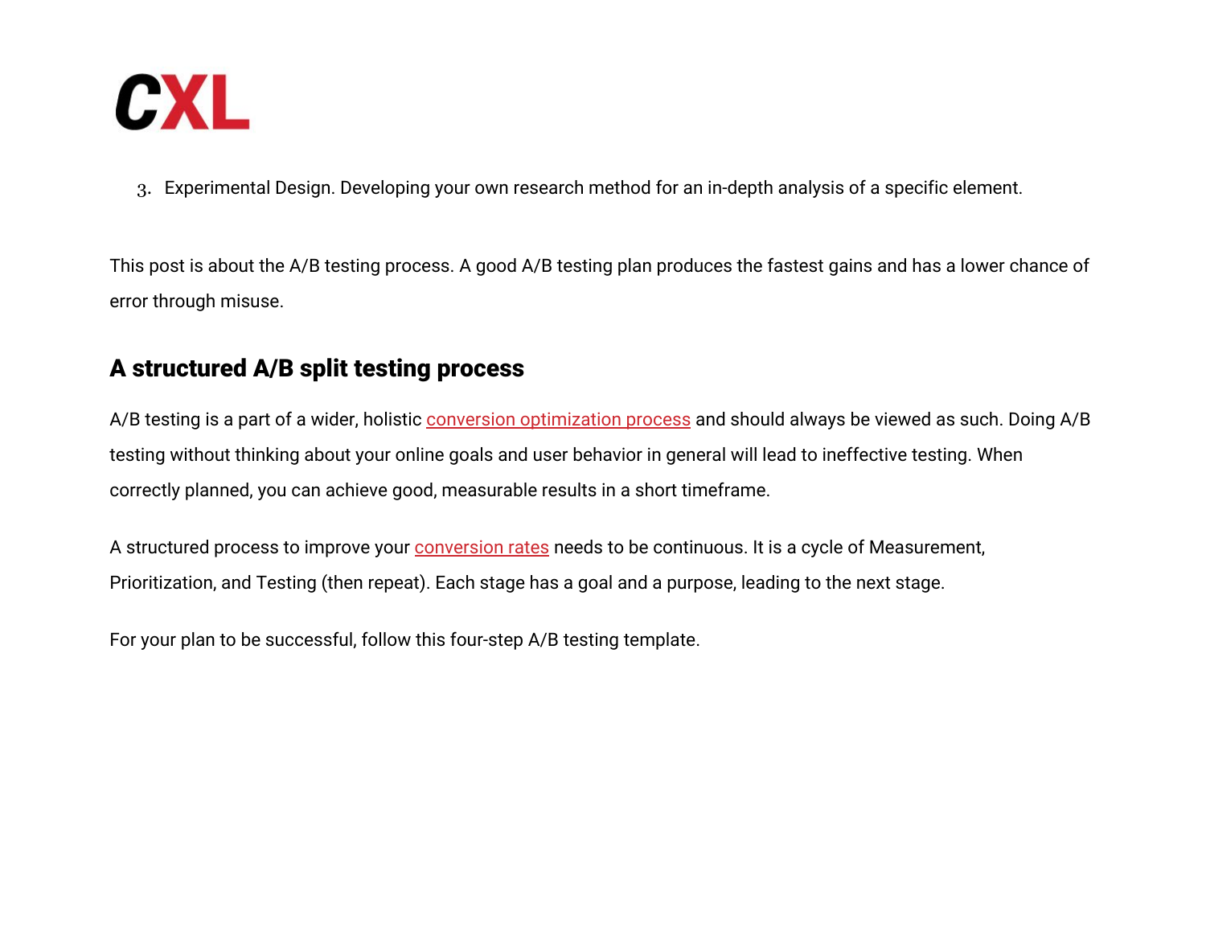3. Experimental Design. Developing your own research method for an in-depth analysis of a specific element.

This post is about the A/B testing process. A good A/B testing plan produces the fastest gains and has a lower chance of error through misuse.

## A structured A/B split testing process

A/B testing is a part of a wider, holistic conversion optimization process and should always be viewed as such. Doing A/B testing without thinking about your online goals and user behavior in general will lead to ineffective testing. When correctly planned, you can achieve good, measurable results in a short timeframe.

A structured process to improve your conversion rates needs to be continuous. It is a cycle of Measurement, Prioritization, and Testing (then repeat). Each stage has a goal and a purpose, leading to the next stage.

For your plan to be successful, follow this four-step A/B testing template.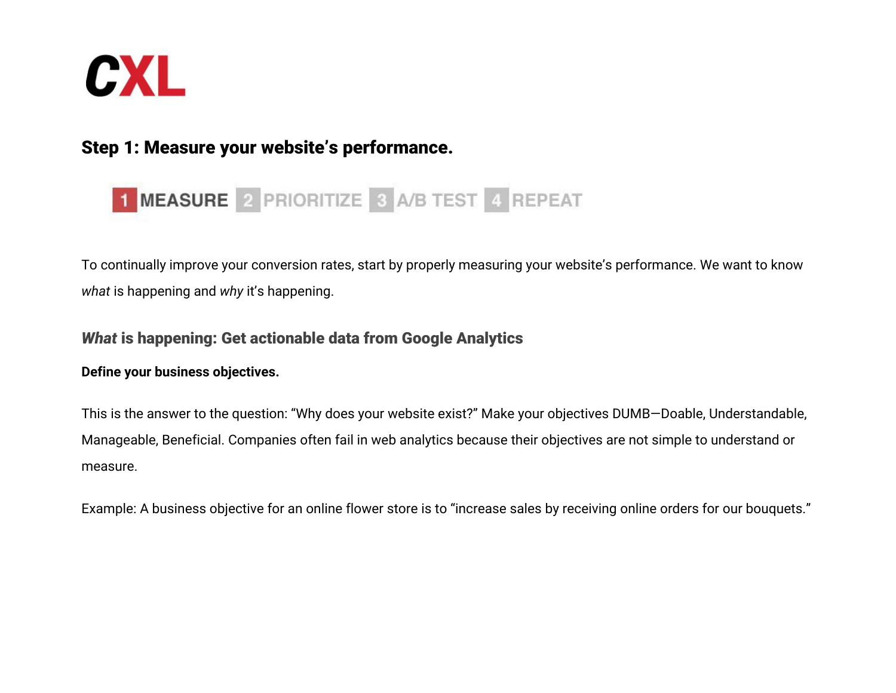## Step 1: Measure your website's performance.

**1** MEASURE **2** PRIORITIZE **3** A/B TEST **4** REPEAT

To continually improve your conversion rates, start by properly measuring your website's performance. We want to know *what* is happening and *why* it's happening.

### *What* is happening: Get actionable data from Google Analytics

**Define your business objectives.**

This is the answer to the question: "Why does your website exist?" Make your objectives DUMB—Doable, Understandable, Manageable, Beneficial. Companies often fail in web analytics because their objectives are not simple to understand or measure.

Example: A business objective for an online flower store is to "increase sales by receiving online orders for our bouquets."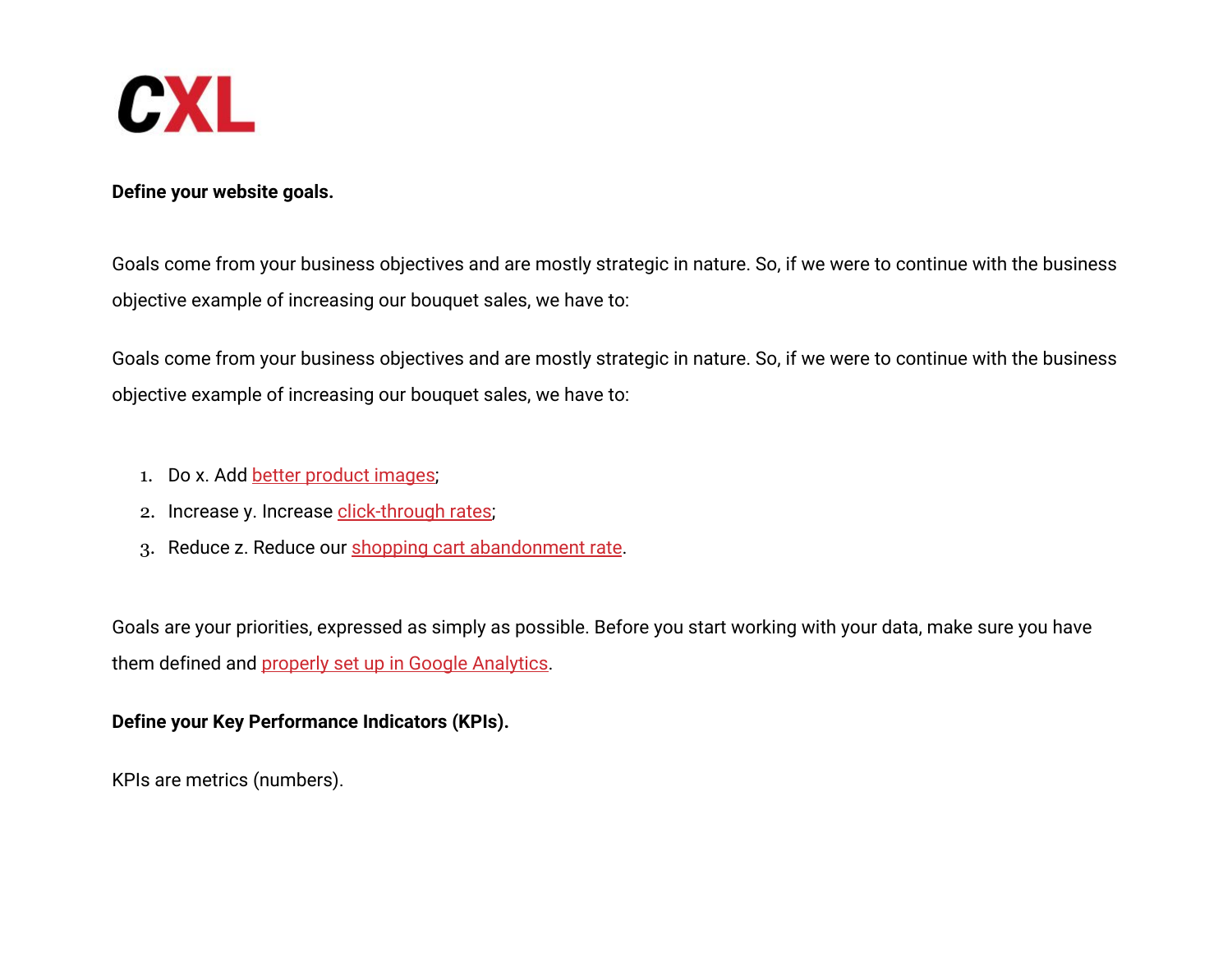**Define your website goals.**

Goals come from your business objectives and are mostly strategic in nature. So, if we were to continue with the business objective example of increasing our bouquet sales, we have to:

Goals come from your business objectives and are mostly strategic in nature. So, if we were to continue with the business objective example of increasing our bouquet sales, we have to:

1. Do x. Add better product images;
2. Increase y. Increase click-through rates;
3. Reduce z. Reduce our shopping cart abandonment rate.

Goals are your priorities, expressed as simply as possible. Before you start working with your data, make sure you have them defined and properly set up in Google Analytics.

**Define your Key Performance Indicators (KPIs).**

KPIs are metrics (numbers).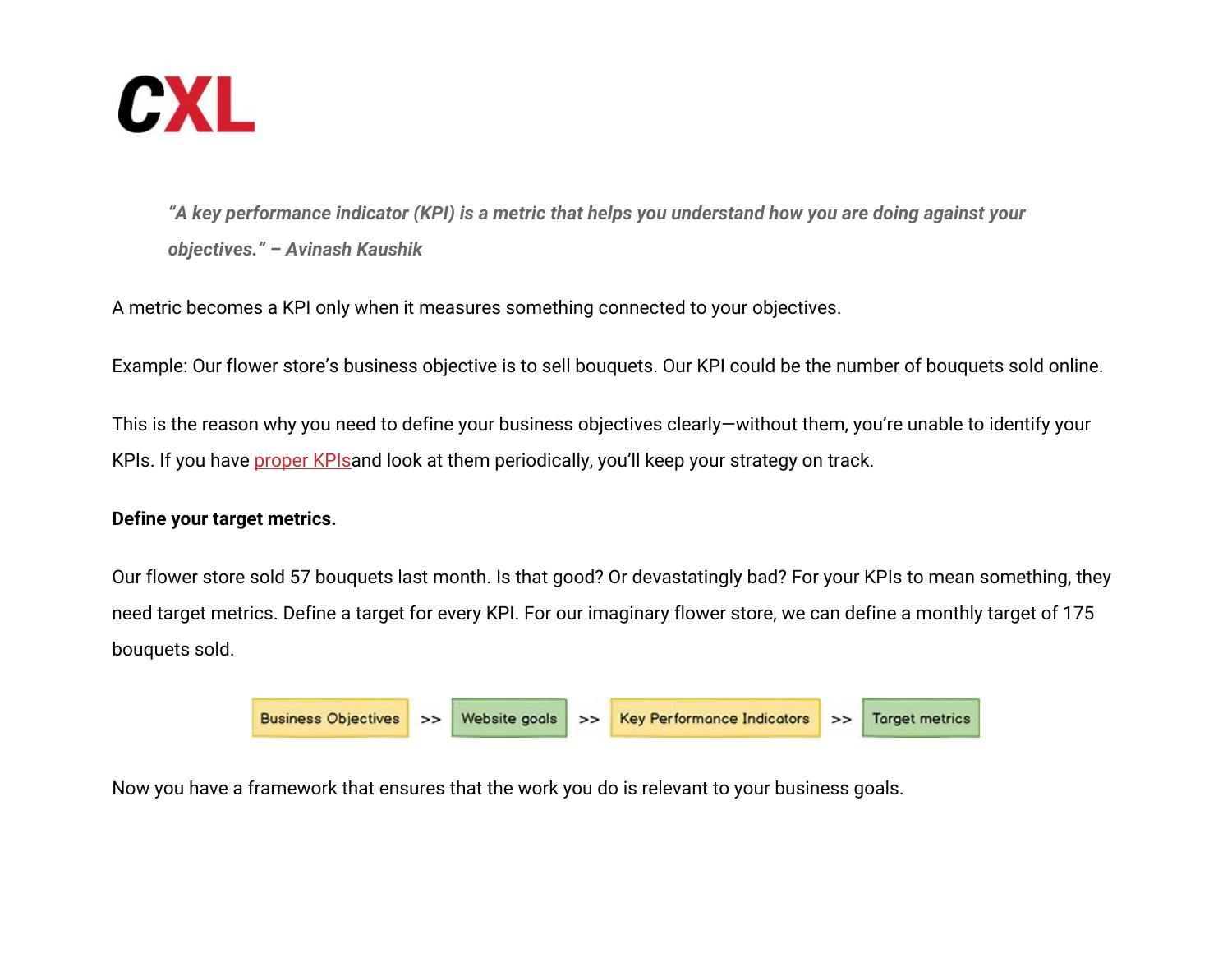> *"A key performance indicator (KPI) is a metric that helps you understand how you are doing against your objectives." – Avinash Kaushik*

A metric becomes a KPI only when it measures something connected to your objectives.

Example: Our flower store's business objective is to sell bouquets. Our KPI could be the number of bouquets sold online.

This is the reason why you need to define your business objectives clearly—without them, you're unable to identify your KPIs. If you have proper KPIsand look at them periodically, you'll keep your strategy on track.

**Define your target metrics.**

Our flower store sold 57 bouquets last month. Is that good? Or devastatingly bad? For your KPIs to mean something, they need target metrics. Define a target for every KPI. For our imaginary flower store, we can define a monthly target of 175 bouquets sold.

Business Objectives >> Website goals >> Key Performance Indicators >> Target metrics

Now you have a framework that ensures that the work you do is relevant to your business goals.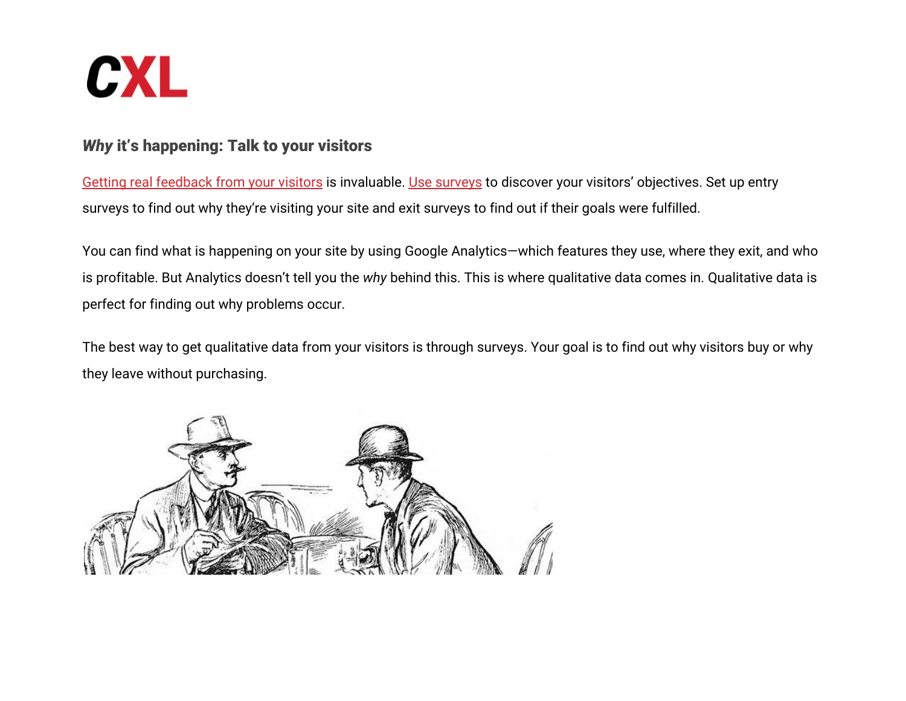## *Why* it's happening: Talk to your visitors

Getting real feedback from your visitors is invaluable. Use surveys to discover your visitors' objectives. Set up entry surveys to find out why they're visiting your site and exit surveys to find out if their goals were fulfilled.

You can find what is happening on your site by using Google Analytics—which features they use, where they exit, and who is profitable. But Analytics doesn't tell you the *why* behind this. This is where qualitative data comes in. Qualitative data is perfect for finding out why problems occur.

The best way to get qualitative data from your visitors is through surveys. Your goal is to find out why visitors buy or why they leave without purchasing.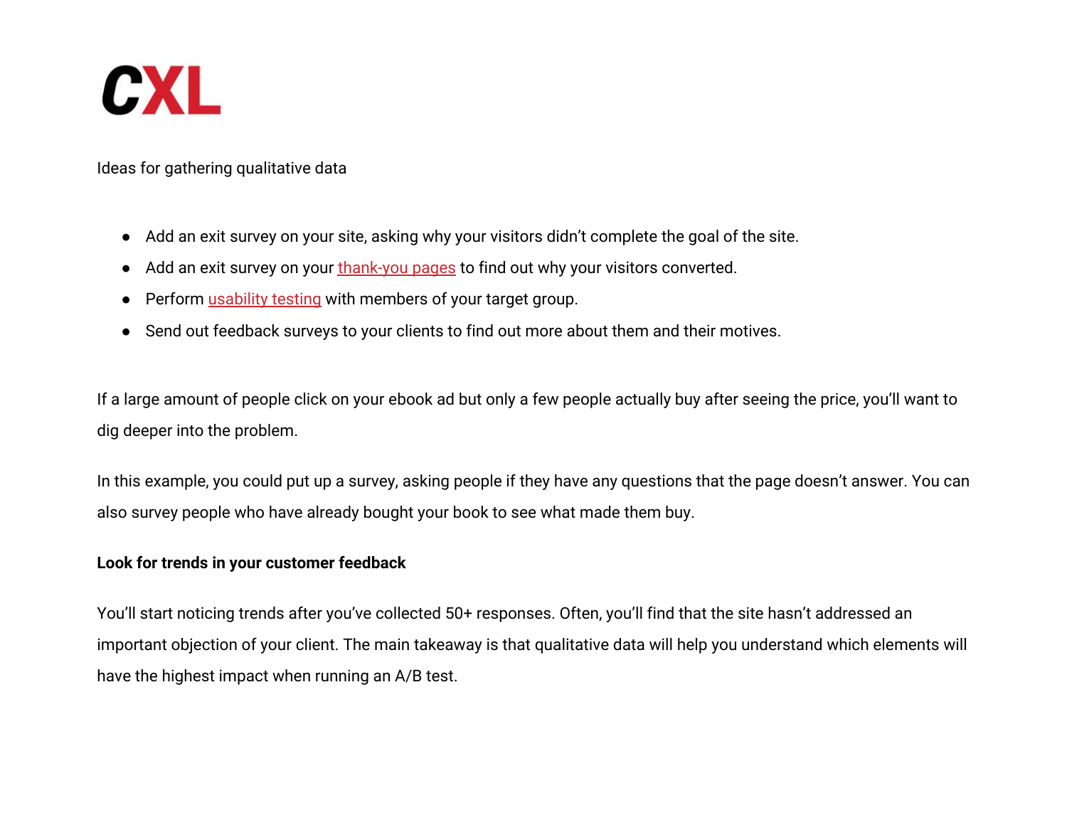Ideas for gathering qualitative data

- Add an exit survey on your site, asking why your visitors didn't complete the goal of the site.
- Add an exit survey on your thank-you pages to find out why your visitors converted.
- Perform usability testing with members of your target group.
- Send out feedback surveys to your clients to find out more about them and their motives.

If a large amount of people click on your ebook ad but only a few people actually buy after seeing the price, you'll want to dig deeper into the problem.

In this example, you could put up a survey, asking people if they have any questions that the page doesn't answer. You can also survey people who have already bought your book to see what made them buy.

**Look for trends in your customer feedback**

You'll start noticing trends after you've collected 50+ responses. Often, you'll find that the site hasn't addressed an important objection of your client. The main takeaway is that qualitative data will help you understand which elements will have the highest impact when running an A/B test.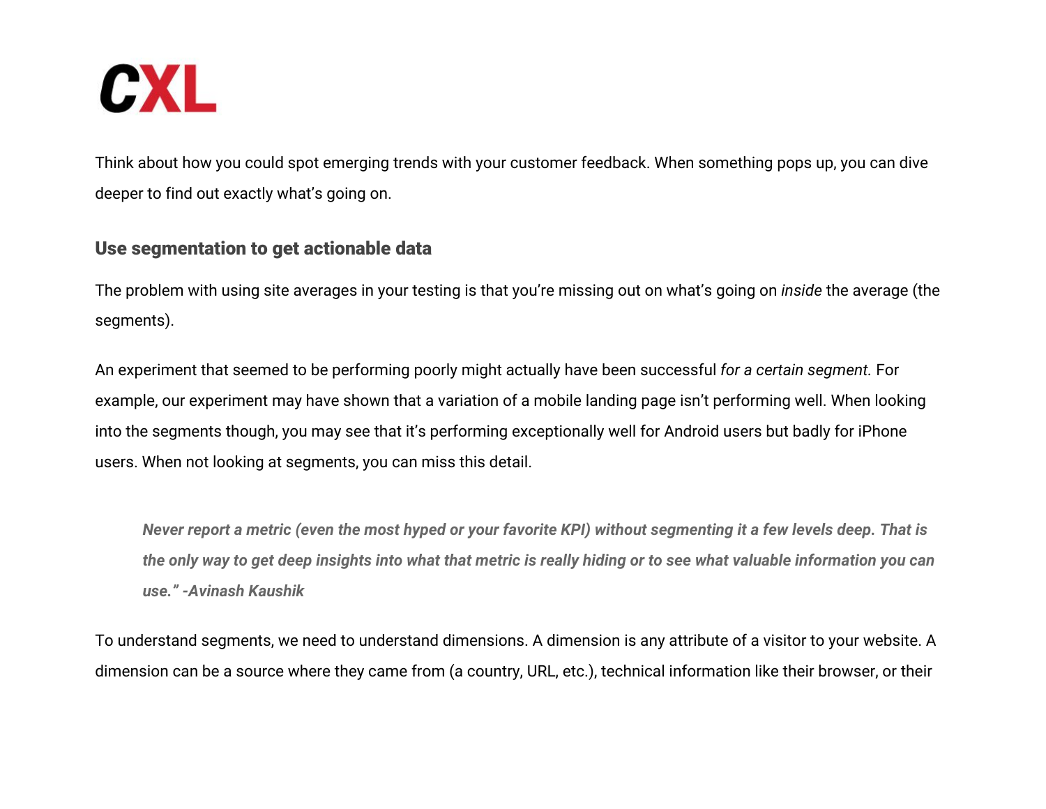Think about how you could spot emerging trends with your customer feedback. When something pops up, you can dive deeper to find out exactly what's going on.

### Use segmentation to get actionable data

The problem with using site averages in your testing is that you're missing out on what's going on *inside* the average (the segments).

An experiment that seemed to be performing poorly might actually have been successful *for a certain segment.* For example, our experiment may have shown that a variation of a mobile landing page isn't performing well. When looking into the segments though, you may see that it's performing exceptionally well for Android users but badly for iPhone users. When not looking at segments, you can miss this detail.

> ***Never report a metric (even the most hyped or your favorite KPI) without segmenting it a few levels deep. That is the only way to get deep insights into what that metric is really hiding or to see what valuable information you can use." -Avinash Kaushik***

To understand segments, we need to understand dimensions. A dimension is any attribute of a visitor to your website. A dimension can be a source where they came from (a country, URL, etc.), technical information like their browser, or their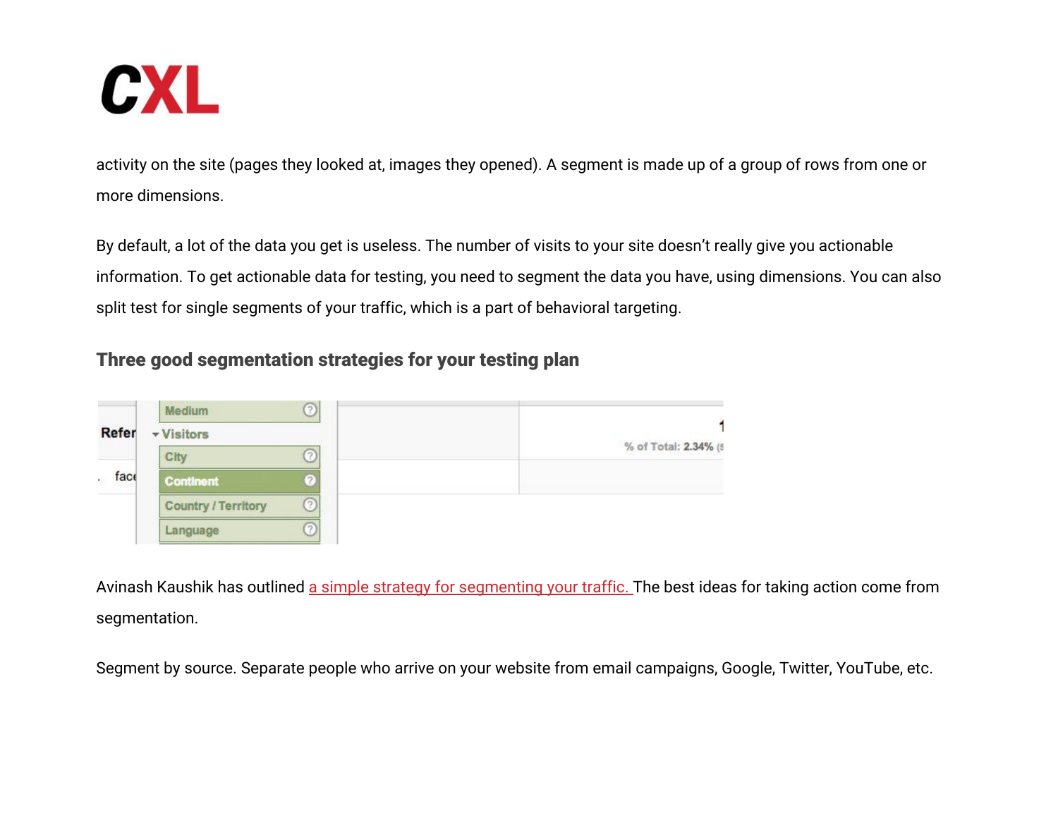activity on the site (pages they looked at, images they opened). A segment is made up of a group of rows from one or more dimensions.

By default, a lot of the data you get is useless. The number of visits to your site doesn't really give you actionable information. To get actionable data for testing, you need to segment the data you have, using dimensions. You can also split test for single segments of your traffic, which is a part of behavioral targeting.

### Three good segmentation strategies for your testing plan

Avinash Kaushik has outlined a simple strategy for segmenting your traffic. The best ideas for taking action come from segmentation.

Segment by source. Separate people who arrive on your website from email campaigns, Google, Twitter, YouTube, etc.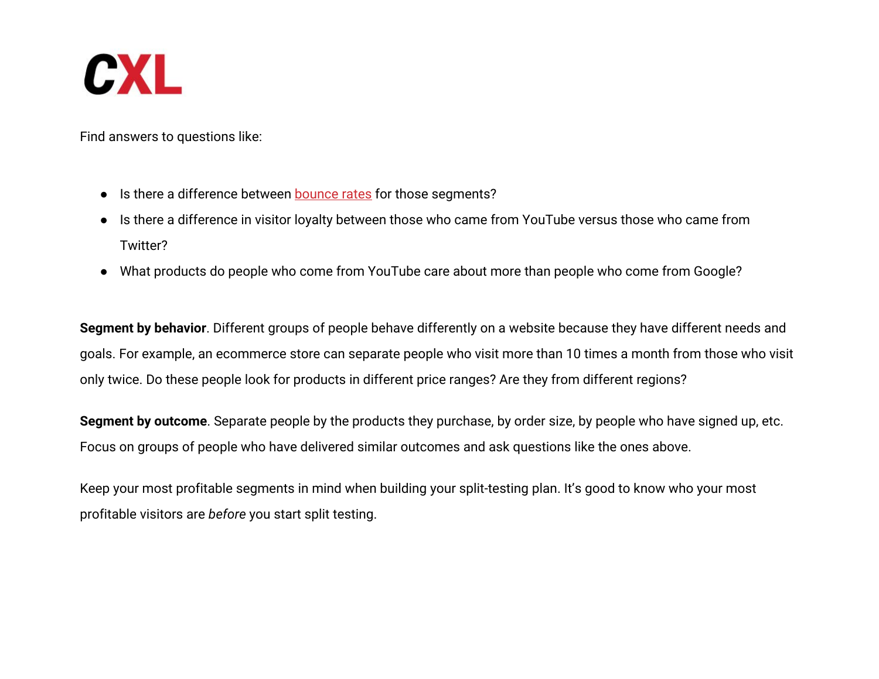Find answers to questions like:

- Is there a difference between bounce rates for those segments?
- Is there a difference in visitor loyalty between those who came from YouTube versus those who came from Twitter?
- What products do people who come from YouTube care about more than people who come from Google?

**Segment by behavior**. Different groups of people behave differently on a website because they have different needs and goals. For example, an ecommerce store can separate people who visit more than 10 times a month from those who visit only twice. Do these people look for products in different price ranges? Are they from different regions?

**Segment by outcome**. Separate people by the products they purchase, by order size, by people who have signed up, etc. Focus on groups of people who have delivered similar outcomes and ask questions like the ones above.

Keep your most profitable segments in mind when building your split-testing plan. It's good to know who your most profitable visitors are *before* you start split testing.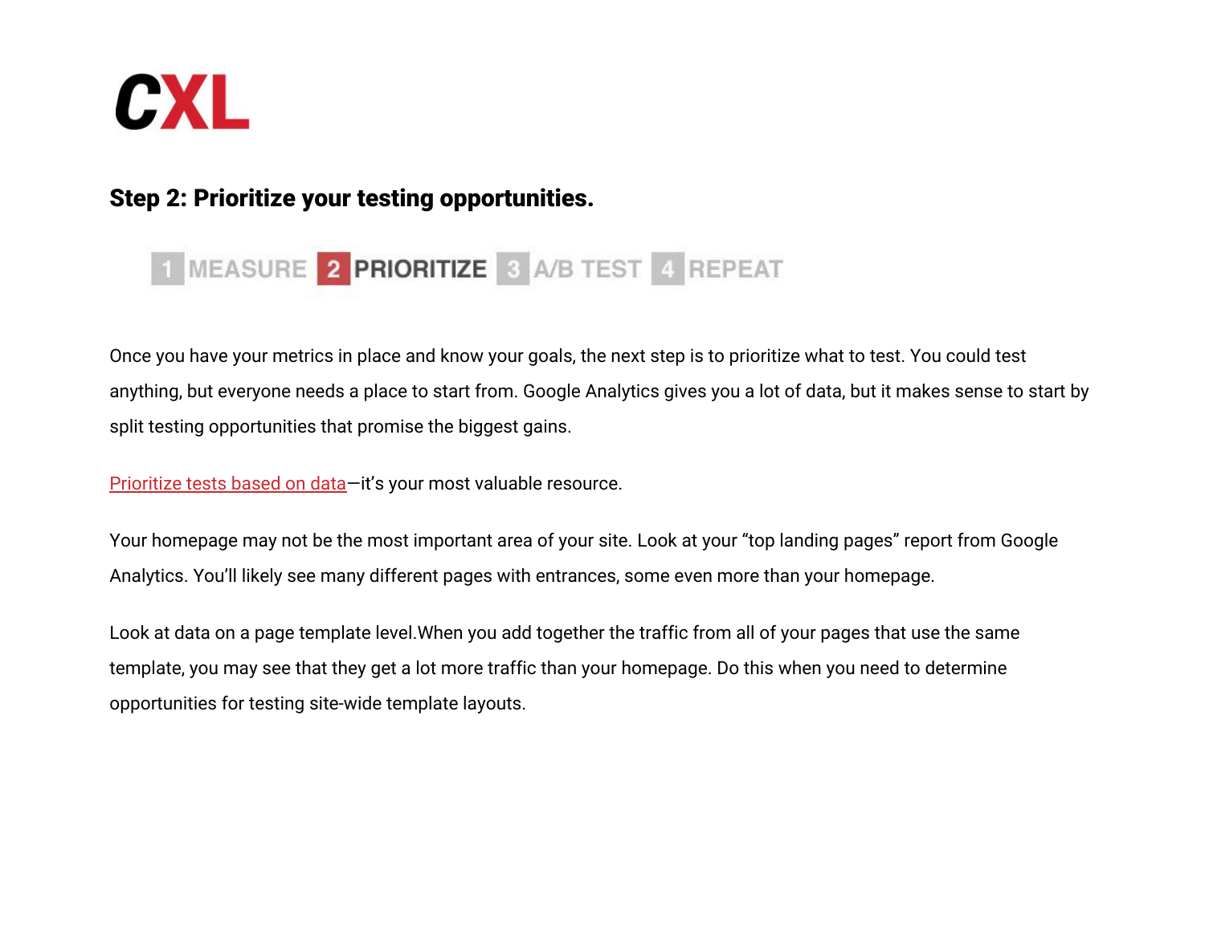## Step 2: Prioritize your testing opportunities.

1 MEASURE 2 PRIORITIZE 3 A/B TEST 4 REPEAT

Once you have your metrics in place and know your goals, the next step is to prioritize what to test. You could test anything, but everyone needs a place to start from. Google Analytics gives you a lot of data, but it makes sense to start by split testing opportunities that promise the biggest gains.

Prioritize tests based on data—it's your most valuable resource.

Your homepage may not be the most important area of your site. Look at your "top landing pages" report from Google Analytics. You'll likely see many different pages with entrances, some even more than your homepage.

Look at data on a page template level.When you add together the traffic from all of your pages that use the same template, you may see that they get a lot more traffic than your homepage. Do this when you need to determine opportunities for testing site-wide template layouts.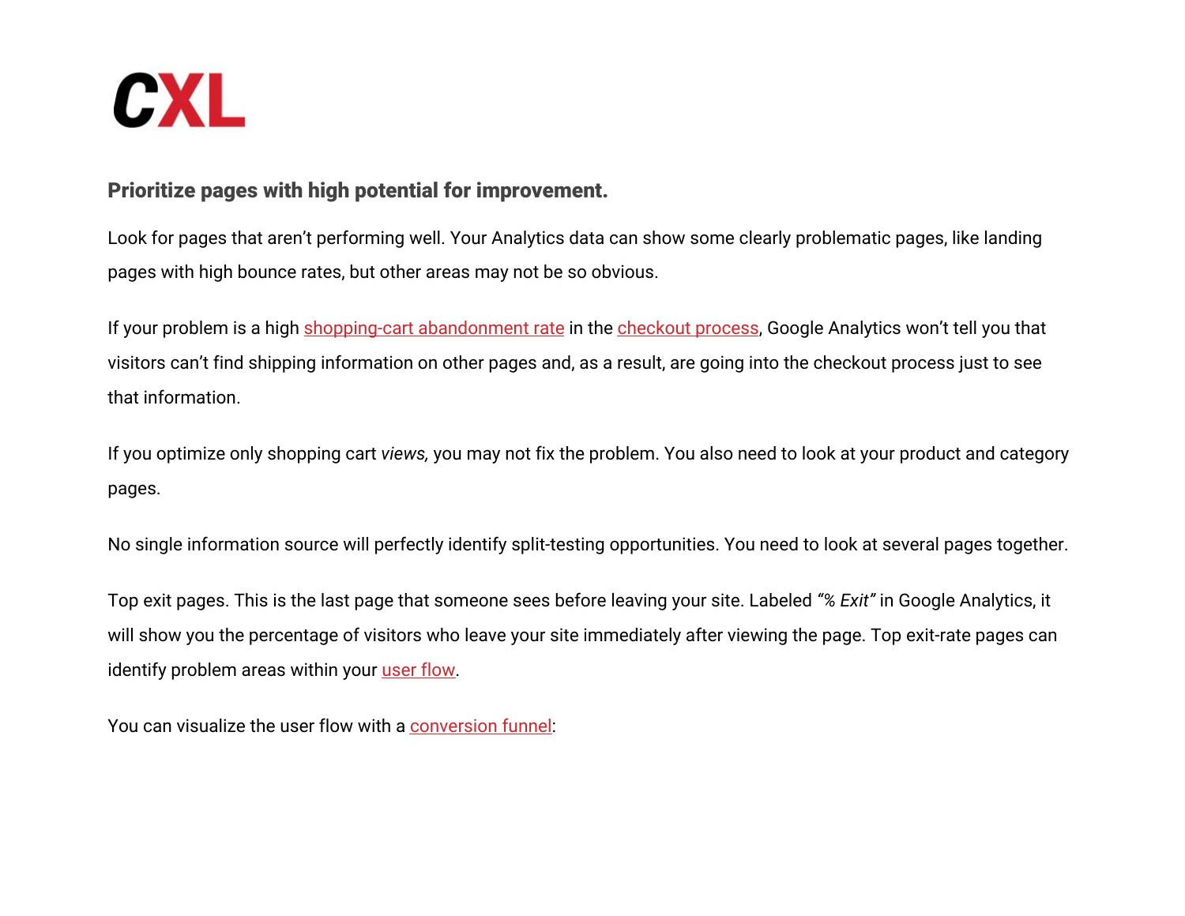### Prioritize pages with high potential for improvement.

Look for pages that aren't performing well. Your Analytics data can show some clearly problematic pages, like landing pages with high bounce rates, but other areas may not be so obvious.

If your problem is a high shopping-cart abandonment rate in the checkout process, Google Analytics won't tell you that visitors can't find shipping information on other pages and, as a result, are going into the checkout process just to see that information.

If you optimize only shopping cart *views,* you may not fix the problem. You also need to look at your product and category pages.

No single information source will perfectly identify split-testing opportunities. You need to look at several pages together.

Top exit pages. This is the last page that someone sees before leaving your site. Labeled *"% Exit"* in Google Analytics, it will show you the percentage of visitors who leave your site immediately after viewing the page. Top exit-rate pages can identify problem areas within your user flow.

You can visualize the user flow with a conversion funnel: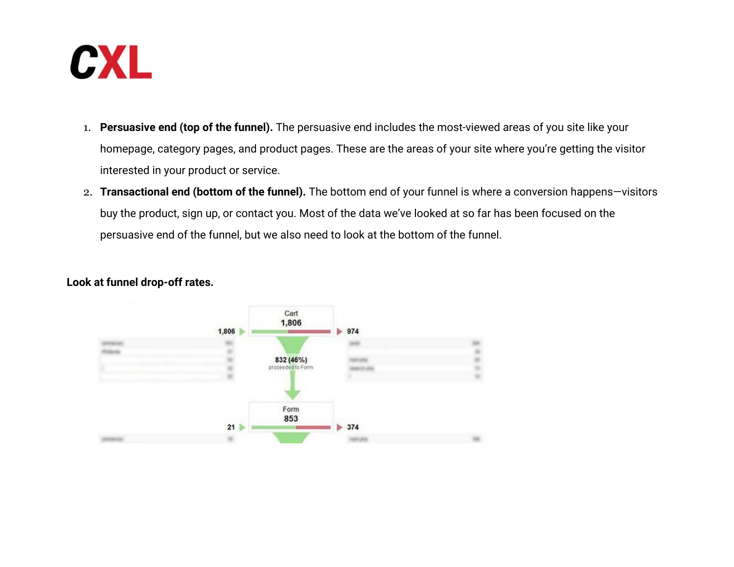1. **Persuasive end (top of the funnel).** The persuasive end includes the most-viewed areas of you site like your homepage, category pages, and product pages. These are the areas of your site where you're getting the visitor interested in your product or service.
2. **Transactional end (bottom of the funnel).** The bottom end of your funnel is where a conversion happens—visitors buy the product, sign up, or contact you. Most of the data we've looked at so far has been focused on the persuasive end of the funnel, but we also need to look at the bottom of the funnel.

**Look at funnel drop-off rates.**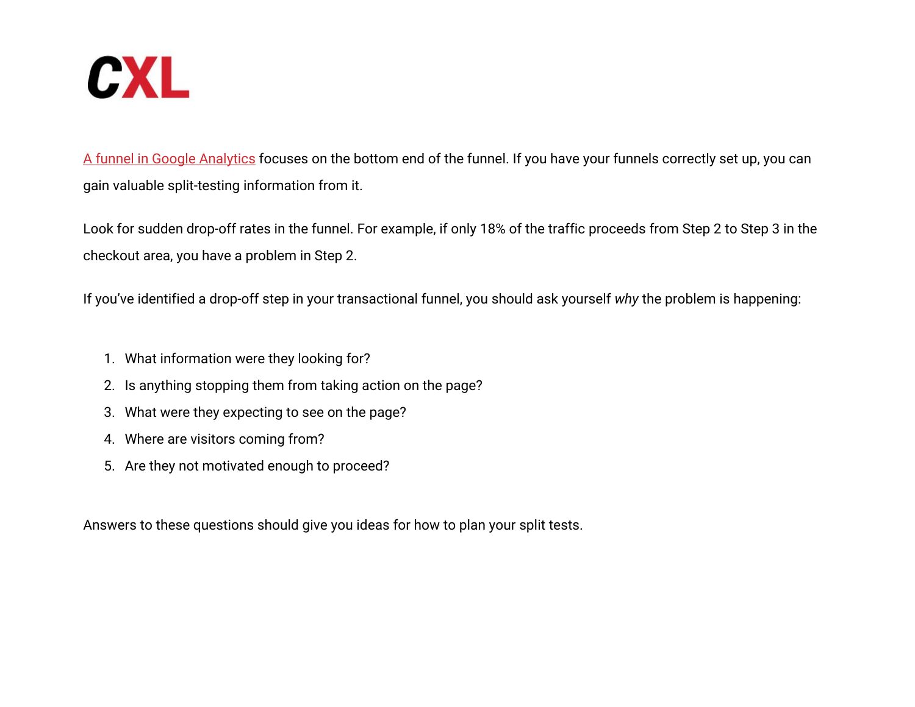A funnel in Google Analytics focuses on the bottom end of the funnel. If you have your funnels correctly set up, you can gain valuable split-testing information from it.

Look for sudden drop-off rates in the funnel. For example, if only 18% of the traffic proceeds from Step 2 to Step 3 in the checkout area, you have a problem in Step 2.

If you've identified a drop-off step in your transactional funnel, you should ask yourself *why* the problem is happening:

1. What information were they looking for?
2. Is anything stopping them from taking action on the page?
3. What were they expecting to see on the page?
4. Where are visitors coming from?
5. Are they not motivated enough to proceed?

Answers to these questions should give you ideas for how to plan your split tests.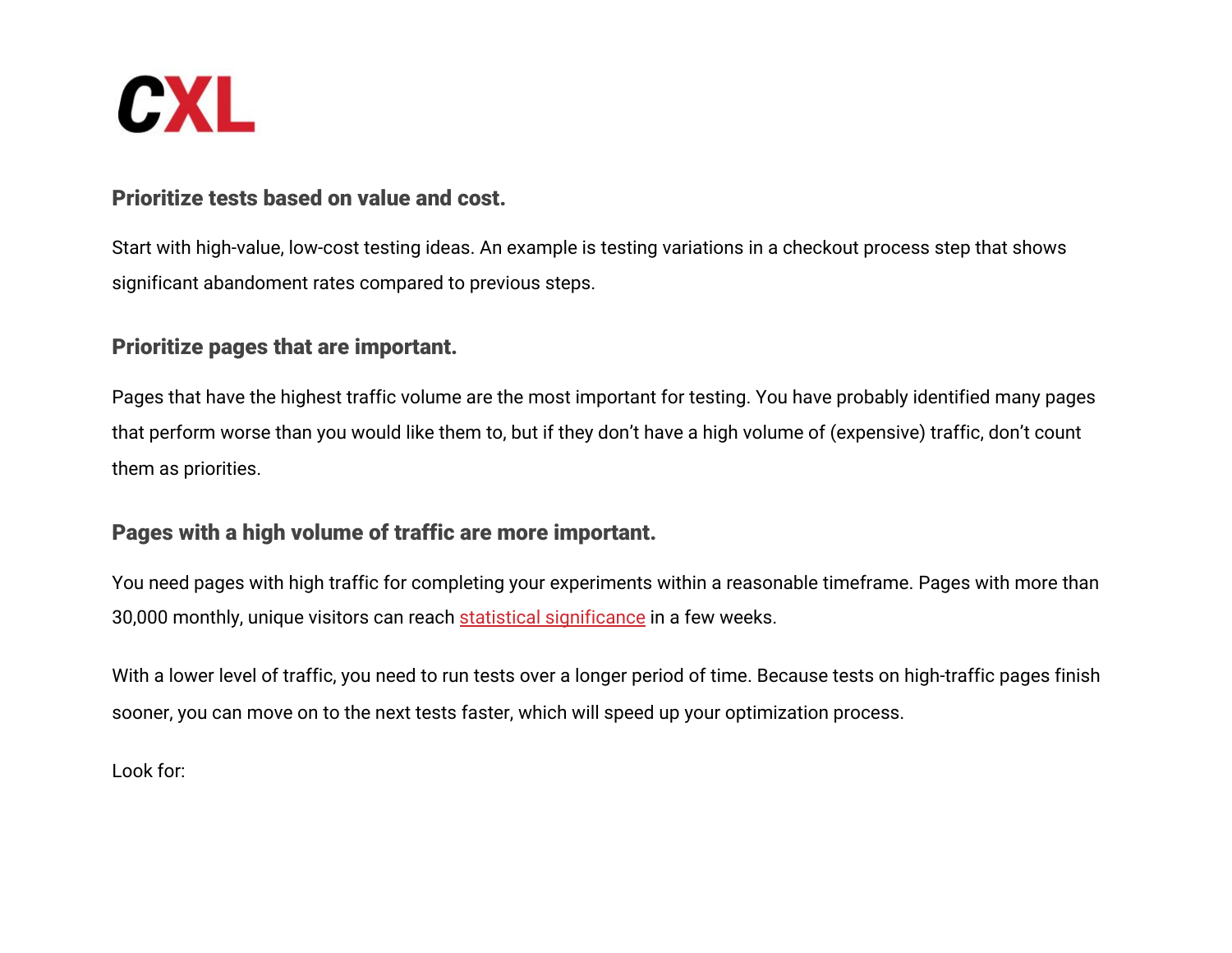### Prioritize tests based on value and cost.

Start with high-value, low-cost testing ideas. An example is testing variations in a checkout process step that shows significant abandonment rates compared to previous steps.

### Prioritize pages that are important.

Pages that have the highest traffic volume are the most important for testing. You have probably identified many pages that perform worse than you would like them to, but if they don't have a high volume of (expensive) traffic, don't count them as priorities.

### Pages with a high volume of traffic are more important.

You need pages with high traffic for completing your experiments within a reasonable timeframe. Pages with more than 30,000 monthly, unique visitors can reach statistical significance in a few weeks.

With a lower level of traffic, you need to run tests over a longer period of time. Because tests on high-traffic pages finish sooner, you can move on to the next tests faster, which will speed up your optimization process.

Look for: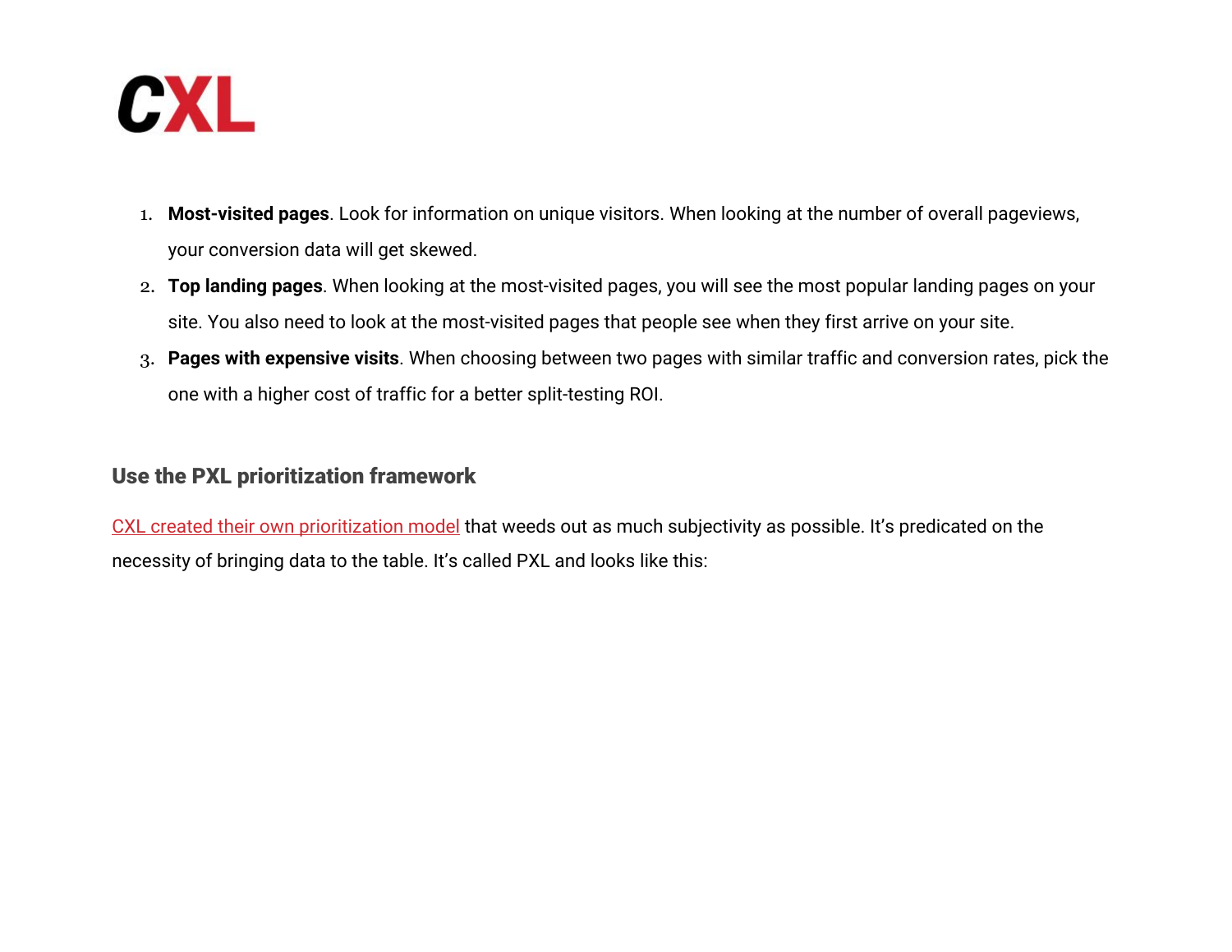1. **Most-visited pages**. Look for information on unique visitors. When looking at the number of overall pageviews, your conversion data will get skewed.
2. **Top landing pages**. When looking at the most-visited pages, you will see the most popular landing pages on your site. You also need to look at the most-visited pages that people see when they first arrive on your site.
3. **Pages with expensive visits**. When choosing between two pages with similar traffic and conversion rates, pick the one with a higher cost of traffic for a better split-testing ROI.

### Use the PXL prioritization framework

CXL created their own prioritization model that weeds out as much subjectivity as possible. It's predicated on the necessity of bringing data to the table. It's called PXL and looks like this: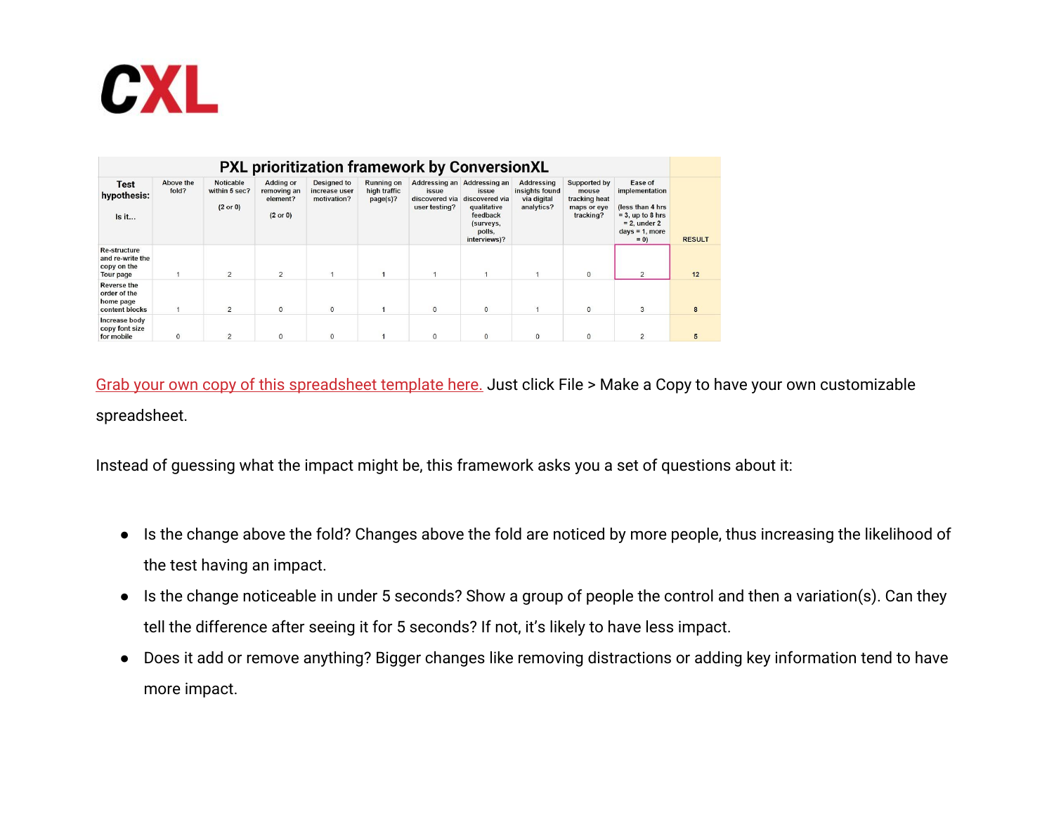**PXL prioritization framework by ConversionXL**

| Test hypothesis: Is it... | Above the fold? | Noticable within 5 sec? (2 or 0) | Adding or removing an element? (2 or 0) | Designed to increase user motivation? | Running on high traffic page(s)? | Addressing an issue discovered via user testing? | Addressing an issue discovered via qualitative feedback (surveys, polls, interviews)? | Addressing insights found via digital analytics? | Supported by mouse tracking heat maps or eye tracking? | Ease of implementation (less than 4 hrs = 3, up to 8 hrs = 2, under 2 days = 1, more = 0) | RESULT |
|---|---|---|---|---|---|---|---|---|---|---|---|
| Re-structure and re-write the copy on the Tour page | 1 | 2 | 2 | 1 | 1 | 1 | 1 | 1 | 0 | 2 | 12 |
| Reverse the order of the home page content blocks | 1 | 2 | 0 | 0 | 1 | 0 | 0 | 1 | 0 | 3 | 8 |
| Increase body copy font size for mobile | 0 | 2 | 0 | 0 | 1 | 0 | 0 | 0 | 0 | 2 | 5 |

Grab your own copy of this spreadsheet template here. Just click File > Make a Copy to have your own customizable spreadsheet.

Instead of guessing what the impact might be, this framework asks you a set of questions about it:

- Is the change above the fold? Changes above the fold are noticed by more people, thus increasing the likelihood of the test having an impact.
- Is the change noticeable in under 5 seconds? Show a group of people the control and then a variation(s). Can they tell the difference after seeing it for 5 seconds? If not, it's likely to have less impact.
- Does it add or remove anything? Bigger changes like removing distractions or adding key information tend to have more impact.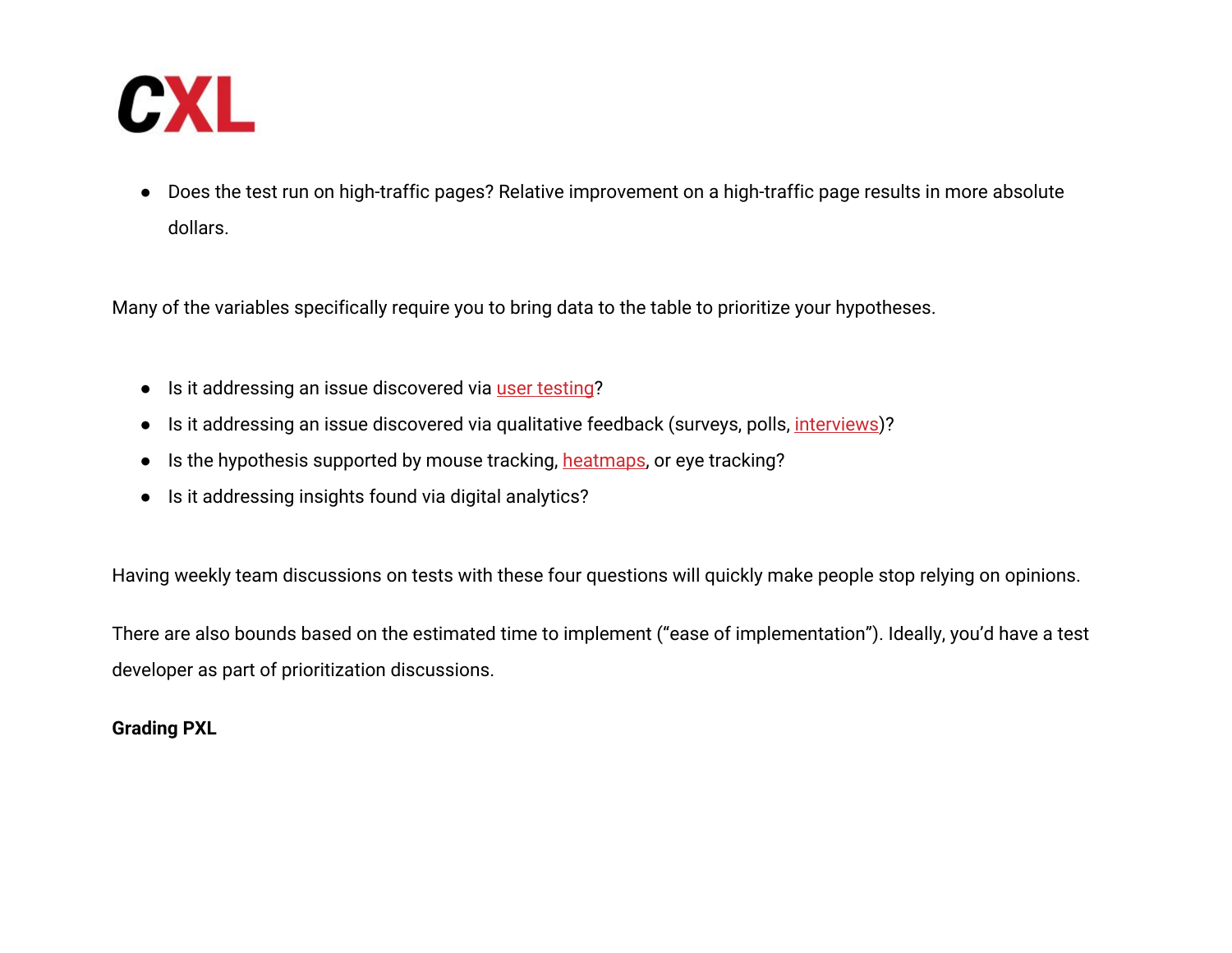- Does the test run on high-traffic pages? Relative improvement on a high-traffic page results in more absolute dollars.

Many of the variables specifically require you to bring data to the table to prioritize your hypotheses.

- Is it addressing an issue discovered via user testing?
- Is it addressing an issue discovered via qualitative feedback (surveys, polls, interviews)?
- Is the hypothesis supported by mouse tracking, heatmaps, or eye tracking?
- Is it addressing insights found via digital analytics?

Having weekly team discussions on tests with these four questions will quickly make people stop relying on opinions.

There are also bounds based on the estimated time to implement ("ease of implementation"). Ideally, you'd have a test developer as part of prioritization discussions.

**Grading PXL**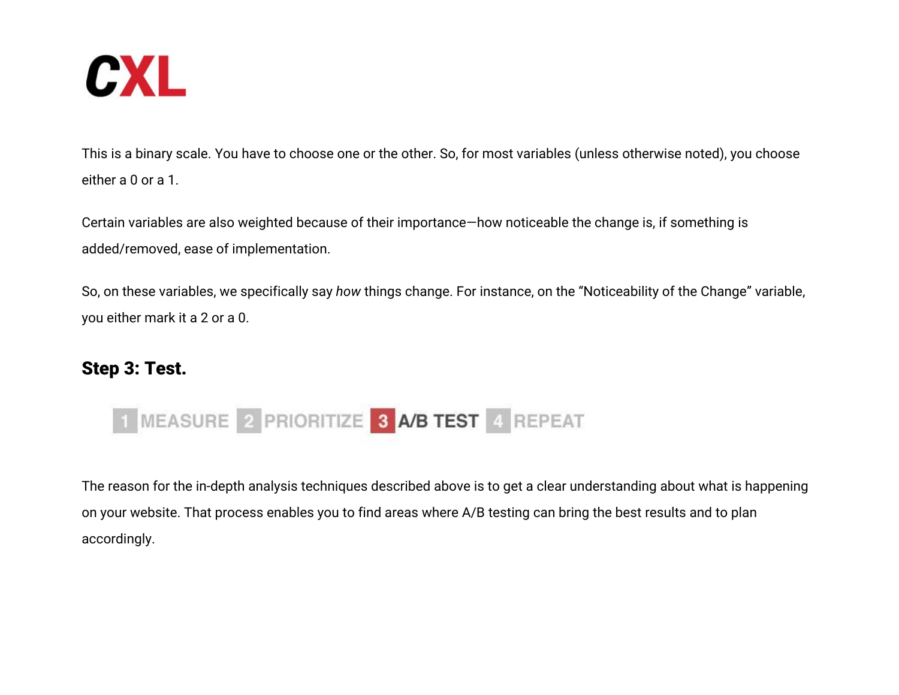This is a binary scale. You have to choose one or the other. So, for most variables (unless otherwise noted), you choose either a 0 or a 1.

Certain variables are also weighted because of their importance—how noticeable the change is, if something is added/removed, ease of implementation.

So, on these variables, we specifically say *how* things change. For instance, on the "Noticeability of the Change" variable, you either mark it a 2 or a 0.

## Step 3: Test.

1 MEASURE 2 PRIORITIZE 3 A/B TEST 4 REPEAT

The reason for the in-depth analysis techniques described above is to get a clear understanding about what is happening on your website. That process enables you to find areas where A/B testing can bring the best results and to plan accordingly.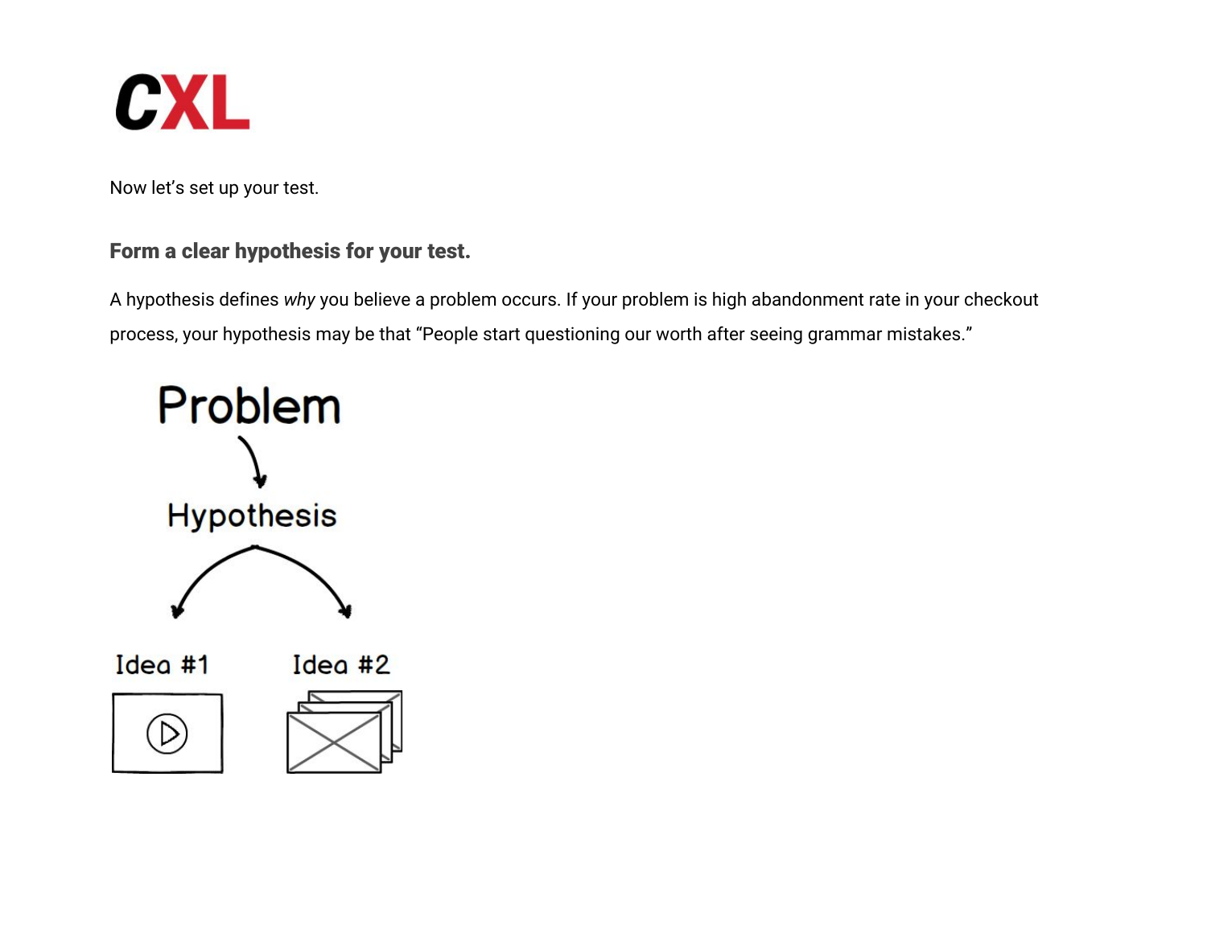Now let's set up your test.

## Form a clear hypothesis for your test.

A hypothesis defines *why* you believe a problem occurs. If your problem is high abandonment rate in your checkout process, your hypothesis may be that "People start questioning our worth after seeing grammar mistakes."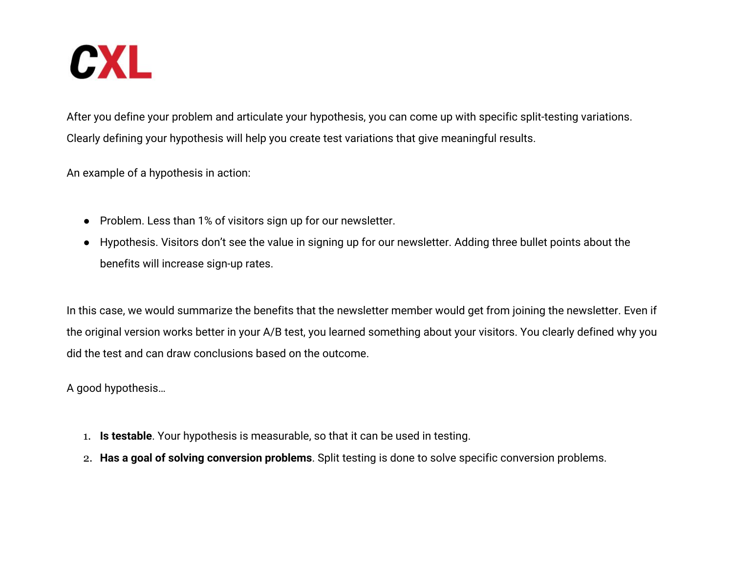After you define your problem and articulate your hypothesis, you can come up with specific split-testing variations. Clearly defining your hypothesis will help you create test variations that give meaningful results.

An example of a hypothesis in action:

- Problem. Less than 1% of visitors sign up for our newsletter.
- Hypothesis. Visitors don't see the value in signing up for our newsletter. Adding three bullet points about the benefits will increase sign-up rates.

In this case, we would summarize the benefits that the newsletter member would get from joining the newsletter. Even if the original version works better in your A/B test, you learned something about your visitors. You clearly defined why you did the test and can draw conclusions based on the outcome.

A good hypothesis…

1. **Is testable**. Your hypothesis is measurable, so that it can be used in testing.
2. **Has a goal of solving conversion problems**. Split testing is done to solve specific conversion problems.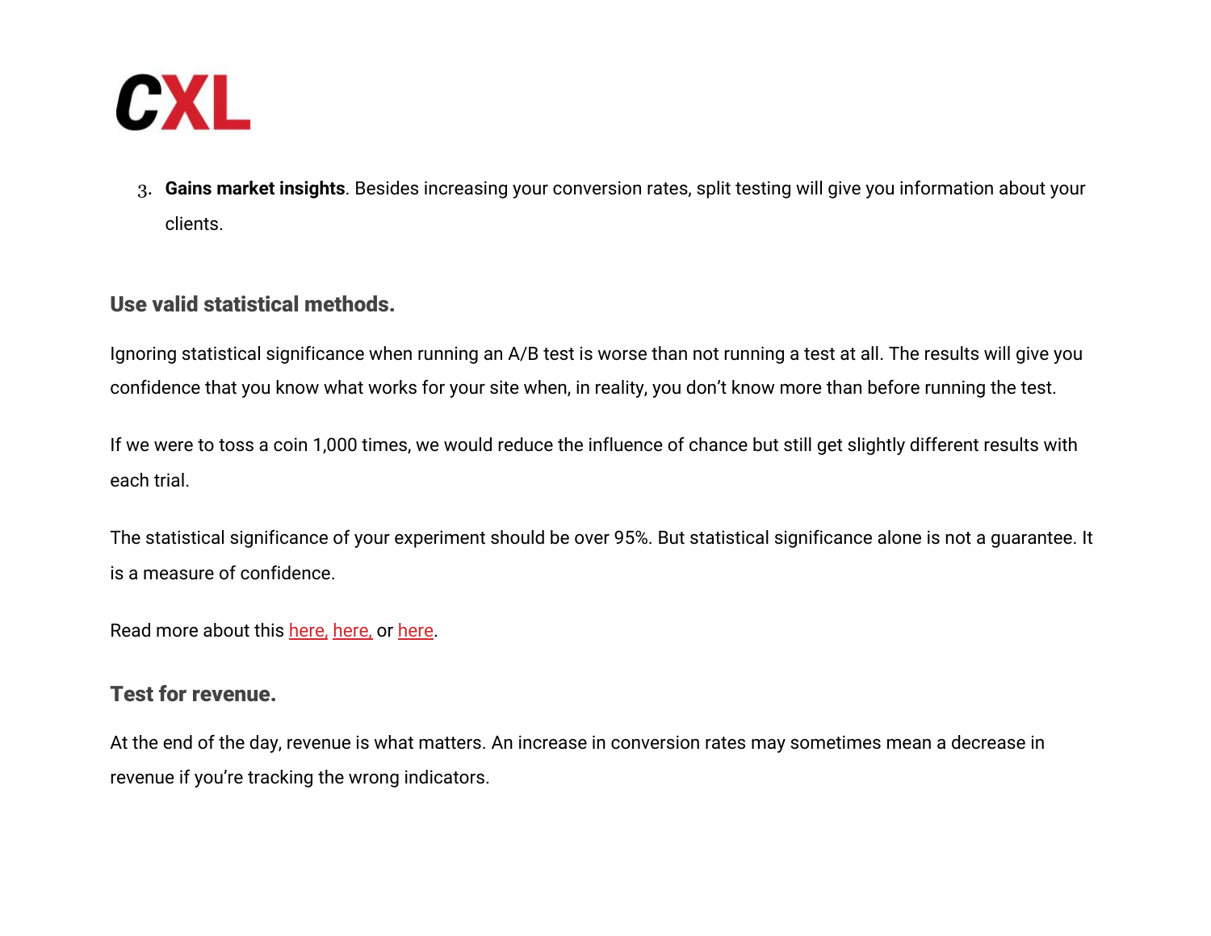3. **Gains market insights**. Besides increasing your conversion rates, split testing will give you information about your clients.

### Use valid statistical methods.

Ignoring statistical significance when running an A/B test is worse than not running a test at all. The results will give you confidence that you know what works for your site when, in reality, you don't know more than before running the test.

If we were to toss a coin 1,000 times, we would reduce the influence of chance but still get slightly different results with each trial.

The statistical significance of your experiment should be over 95%. But statistical significance alone is not a guarantee. It is a measure of confidence.

Read more about this here, here, or here.

### Test for revenue.

At the end of the day, revenue is what matters. An increase in conversion rates may sometimes mean a decrease in revenue if you're tracking the wrong indicators.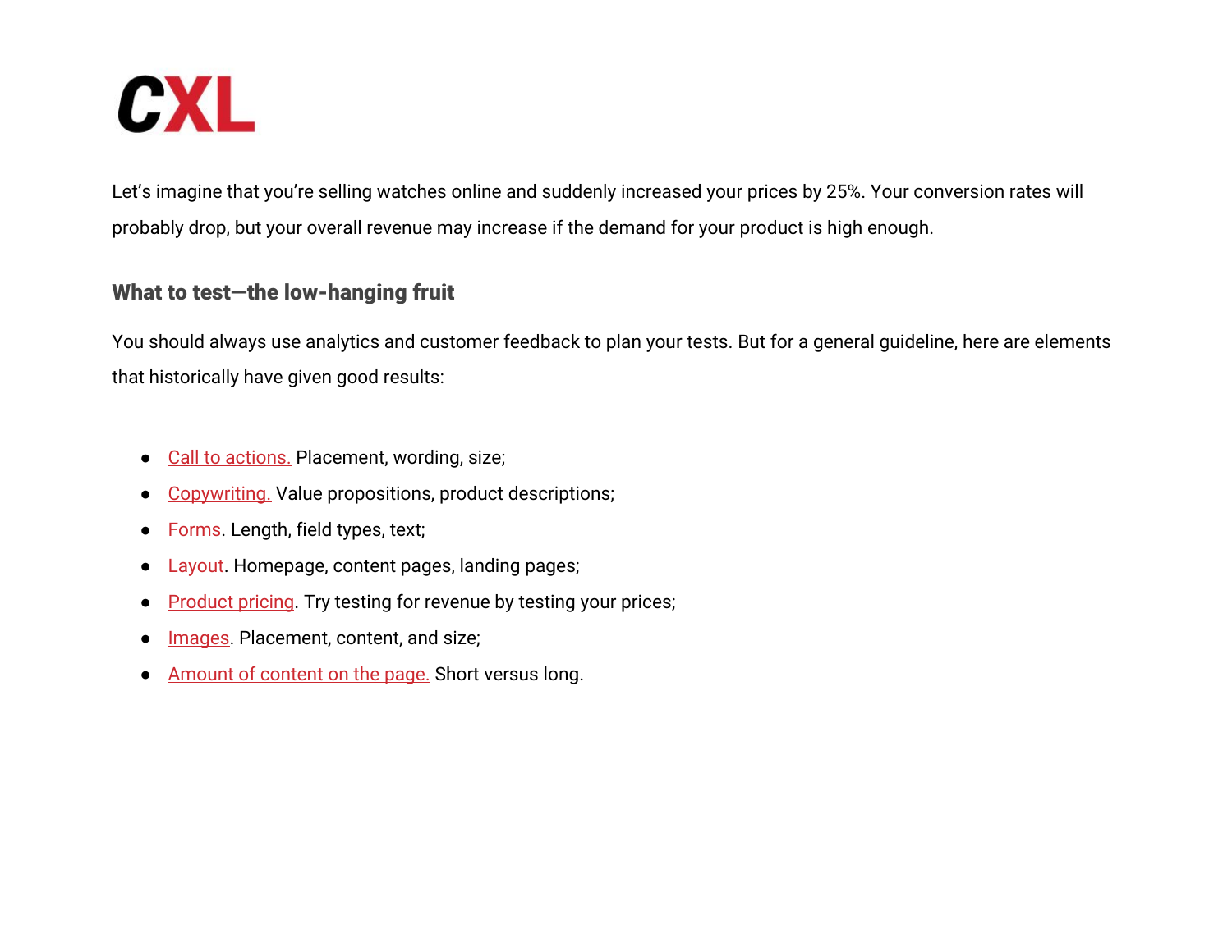Let's imagine that you're selling watches online and suddenly increased your prices by 25%. Your conversion rates will probably drop, but your overall revenue may increase if the demand for your product is high enough.

### What to test—the low-hanging fruit

You should always use analytics and customer feedback to plan your tests. But for a general guideline, here are elements that historically have given good results:

- Call to actions. Placement, wording, size;
- Copywriting. Value propositions, product descriptions;
- Forms. Length, field types, text;
- Layout. Homepage, content pages, landing pages;
- Product pricing. Try testing for revenue by testing your prices;
- Images. Placement, content, and size;
- Amount of content on the page. Short versus long.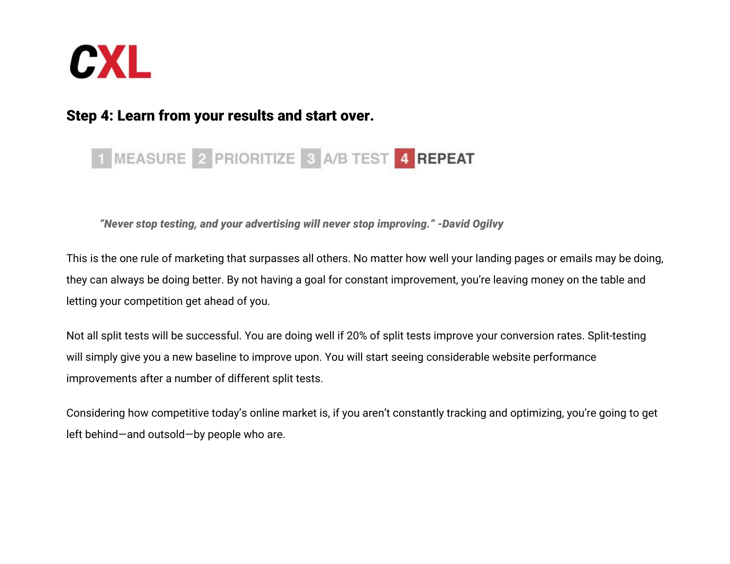## Step 4: Learn from your results and start over.

1 MEASURE 2 PRIORITIZE 3 A/B TEST 4 REPEAT

> ***"Never stop testing, and your advertising will never stop improving." -David Ogilvy***

This is the one rule of marketing that surpasses all others. No matter how well your landing pages or emails may be doing, they can always be doing better. By not having a goal for constant improvement, you're leaving money on the table and letting your competition get ahead of you.

Not all split tests will be successful. You are doing well if 20% of split tests improve your conversion rates. Split-testing will simply give you a new baseline to improve upon. You will start seeing considerable website performance improvements after a number of different split tests.

Considering how competitive today's online market is, if you aren't constantly tracking and optimizing, you're going to get left behind—and outsold—by people who are.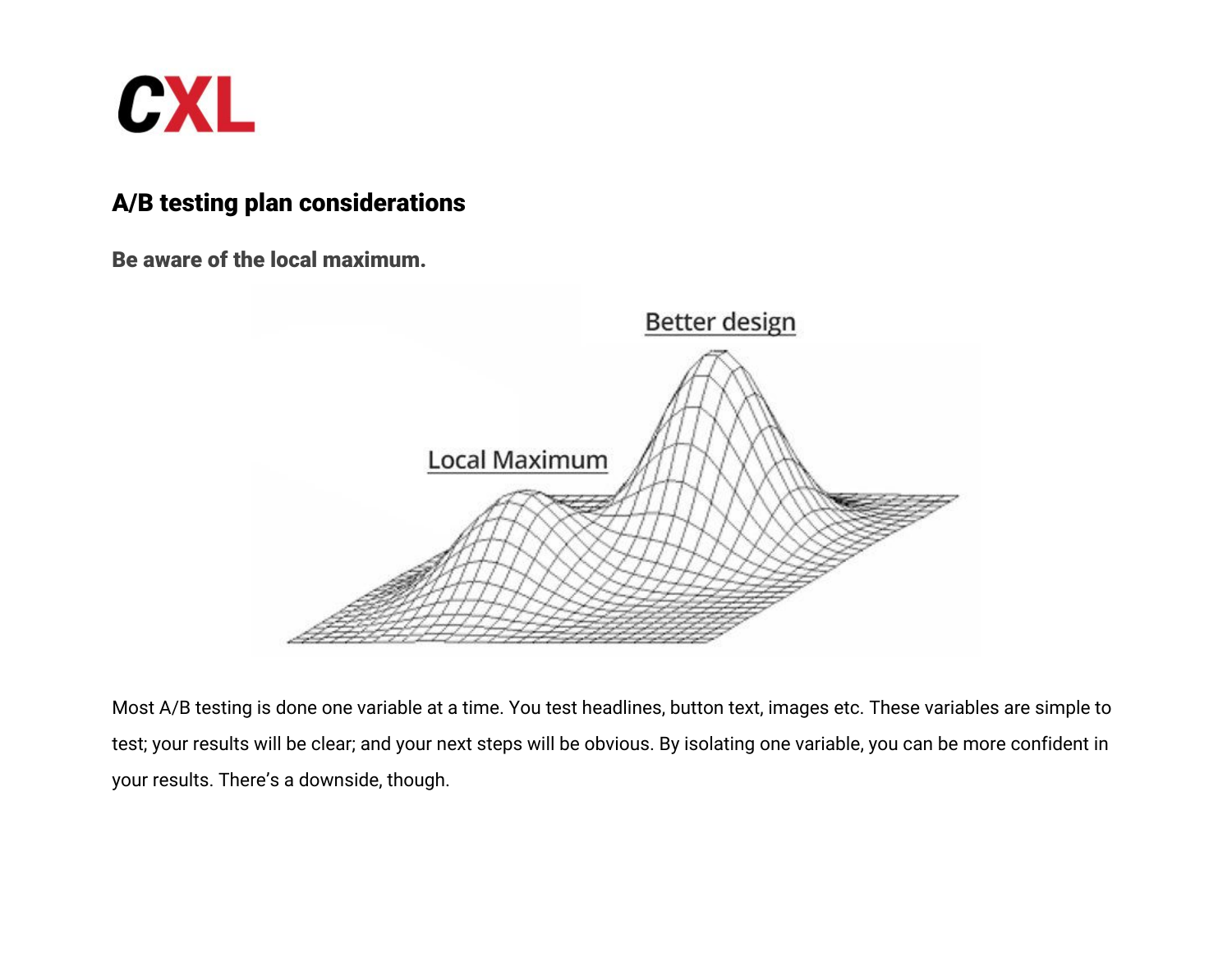## A/B testing plan considerations

### Be aware of the local maximum.

Most A/B testing is done one variable at a time. You test headlines, button text, images etc. These variables are simple to test; your results will be clear; and your next steps will be obvious. By isolating one variable, you can be more confident in your results. There's a downside, though.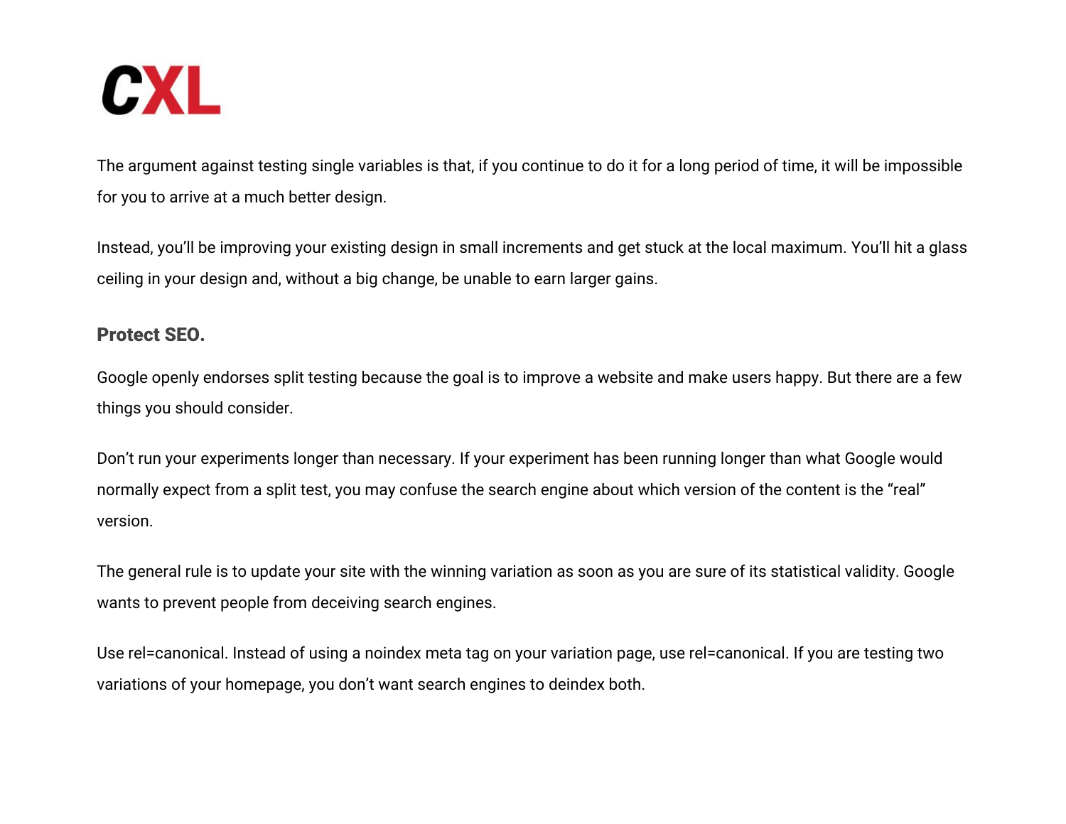The argument against testing single variables is that, if you continue to do it for a long period of time, it will be impossible for you to arrive at a much better design.

Instead, you'll be improving your existing design in small increments and get stuck at the local maximum. You'll hit a glass ceiling in your design and, without a big change, be unable to earn larger gains.

### Protect SEO.

Google openly endorses split testing because the goal is to improve a website and make users happy. But there are a few things you should consider.

Don't run your experiments longer than necessary. If your experiment has been running longer than what Google would normally expect from a split test, you may confuse the search engine about which version of the content is the "real" version.

The general rule is to update your site with the winning variation as soon as you are sure of its statistical validity. Google wants to prevent people from deceiving search engines.

Use rel=canonical. Instead of using a noindex meta tag on your variation page, use rel=canonical. If you are testing two variations of your homepage, you don't want search engines to deindex both.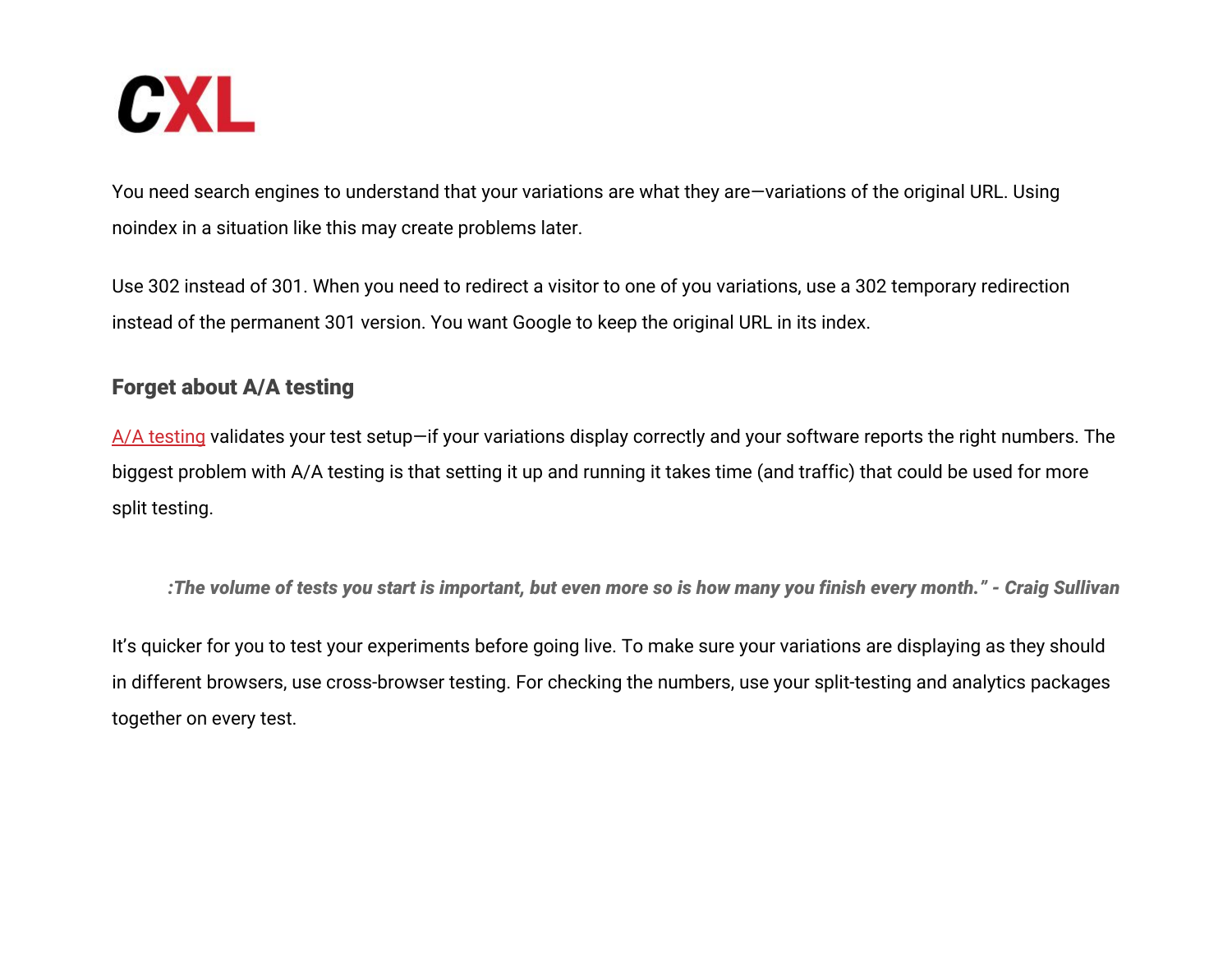You need search engines to understand that your variations are what they are—variations of the original URL. Using noindex in a situation like this may create problems later.

Use 302 instead of 301. When you need to redirect a visitor to one of you variations, use a 302 temporary redirection instead of the permanent 301 version. You want Google to keep the original URL in its index.

### Forget about A/A testing

A/A testing validates your test setup—if your variations display correctly and your software reports the right numbers. The biggest problem with A/A testing is that setting it up and running it takes time (and traffic) that could be used for more split testing.

> ***:The volume of tests you start is important, but even more so is how many you finish every month." - Craig Sullivan***

It's quicker for you to test your experiments before going live. To make sure your variations are displaying as they should in different browsers, use cross-browser testing. For checking the numbers, use your split-testing and analytics packages together on every test.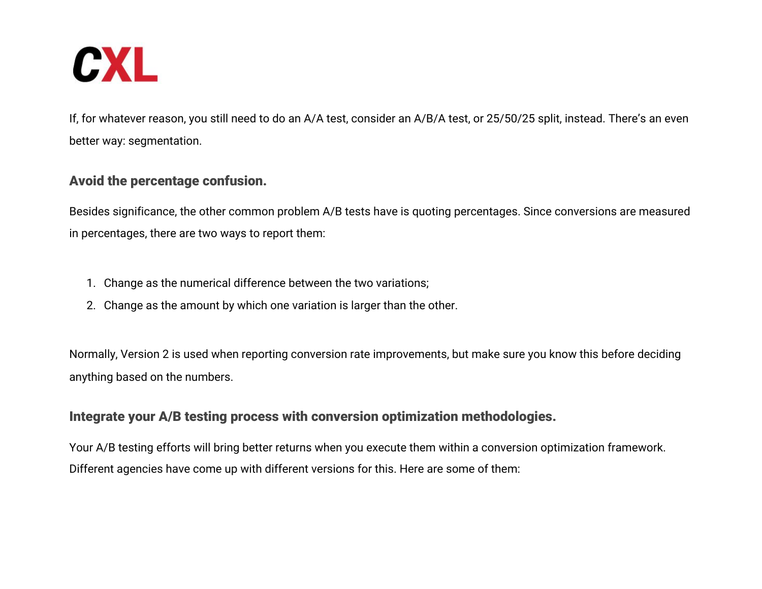If, for whatever reason, you still need to do an A/A test, consider an A/B/A test, or 25/50/25 split, instead. There's an even better way: segmentation.

### Avoid the percentage confusion.

Besides significance, the other common problem A/B tests have is quoting percentages. Since conversions are measured in percentages, there are two ways to report them:

1. Change as the numerical difference between the two variations;
2. Change as the amount by which one variation is larger than the other.

Normally, Version 2 is used when reporting conversion rate improvements, but make sure you know this before deciding anything based on the numbers.

### Integrate your A/B testing process with conversion optimization methodologies.

Your A/B testing efforts will bring better returns when you execute them within a conversion optimization framework. Different agencies have come up with different versions for this. Here are some of them: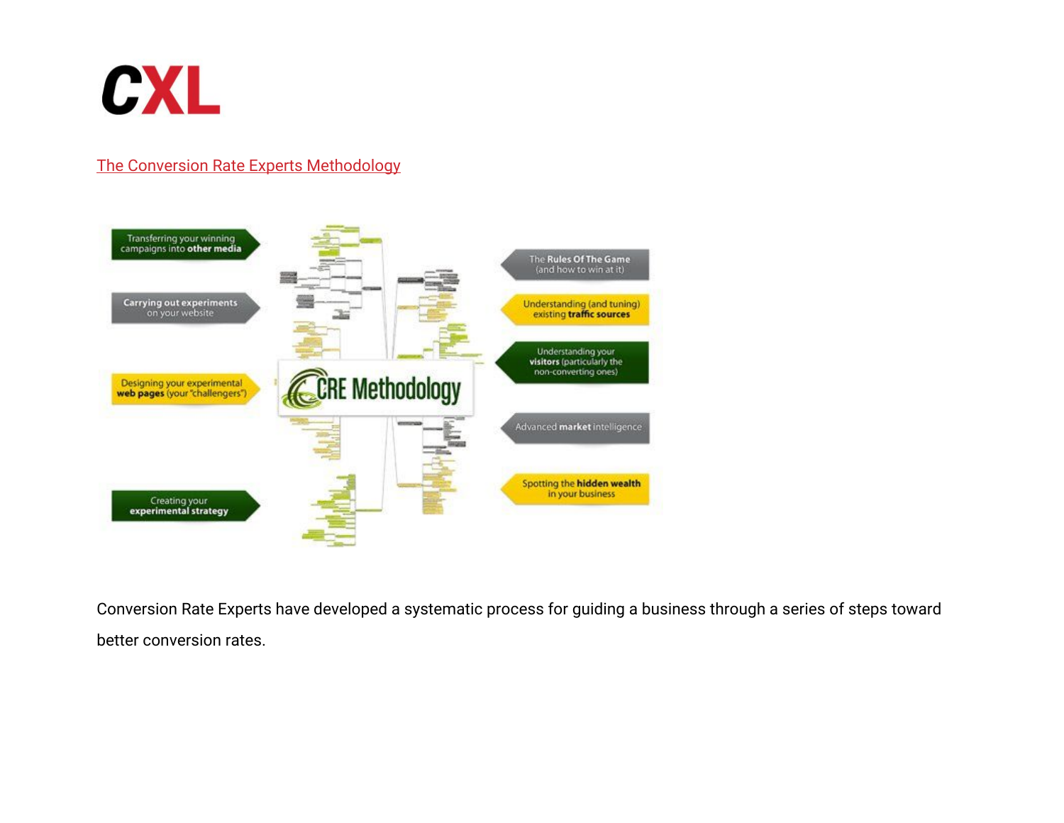[The Conversion Rate Experts Methodology](#)

Conversion Rate Experts have developed a systematic process for guiding a business through a series of steps toward better conversion rates.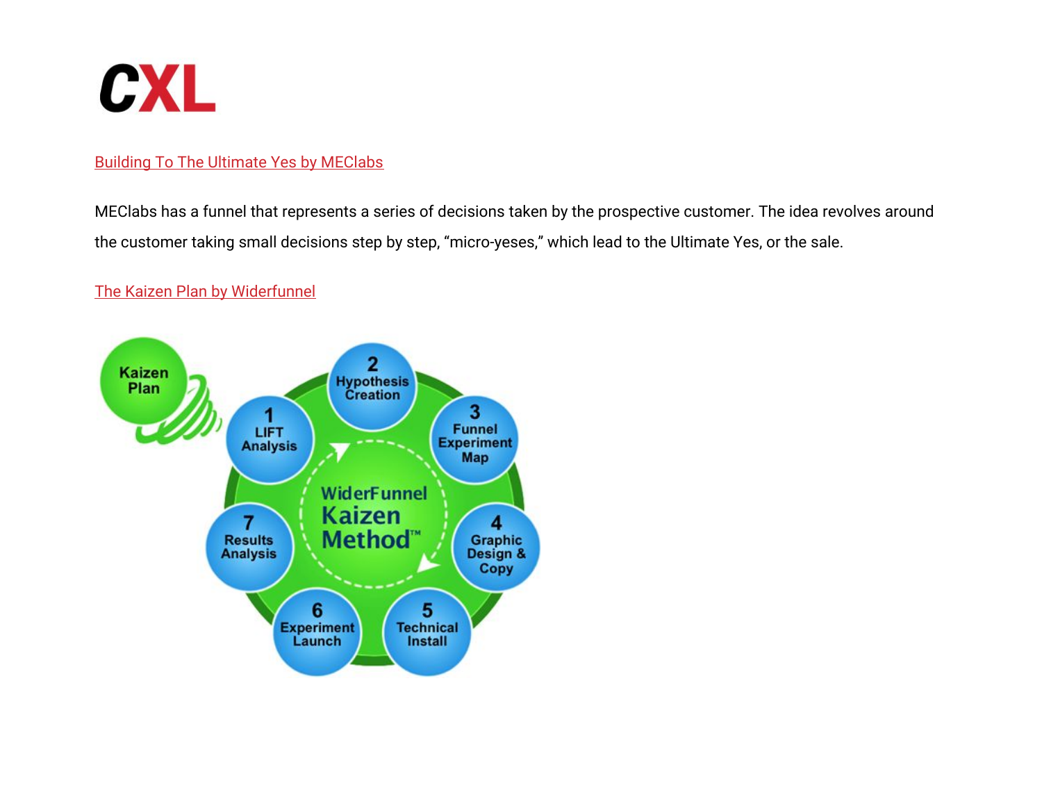Building To The Ultimate Yes by MEClabs

MEClabs has a funnel that represents a series of decisions taken by the prospective customer. The idea revolves around the customer taking small decisions step by step, “micro-yeses,” which lead to the Ultimate Yes, or the sale.

The Kaizen Plan by Widerfunnel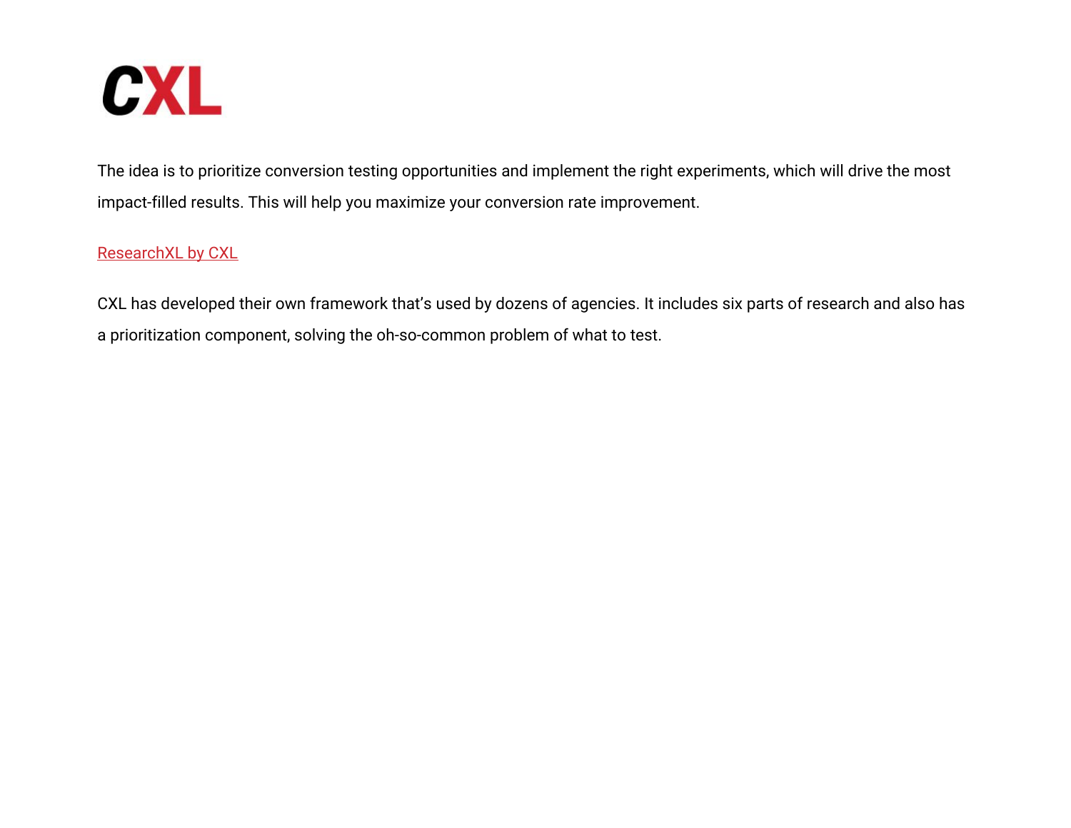The idea is to prioritize conversion testing opportunities and implement the right experiments, which will drive the most impact-filled results. This will help you maximize your conversion rate improvement.

ResearchXL by CXL

CXL has developed their own framework that's used by dozens of agencies. It includes six parts of research and also has a prioritization component, solving the oh-so-common problem of what to test.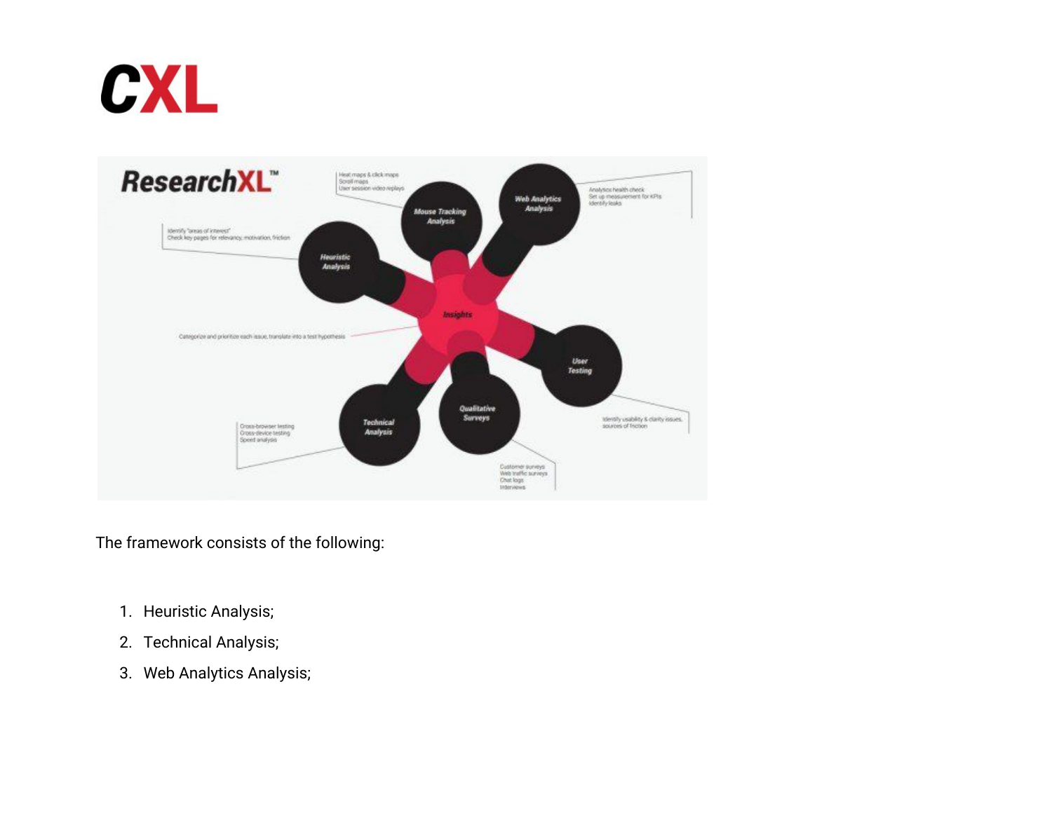The framework consists of the following:

1. Heuristic Analysis;
2. Technical Analysis;
3. Web Analytics Analysis;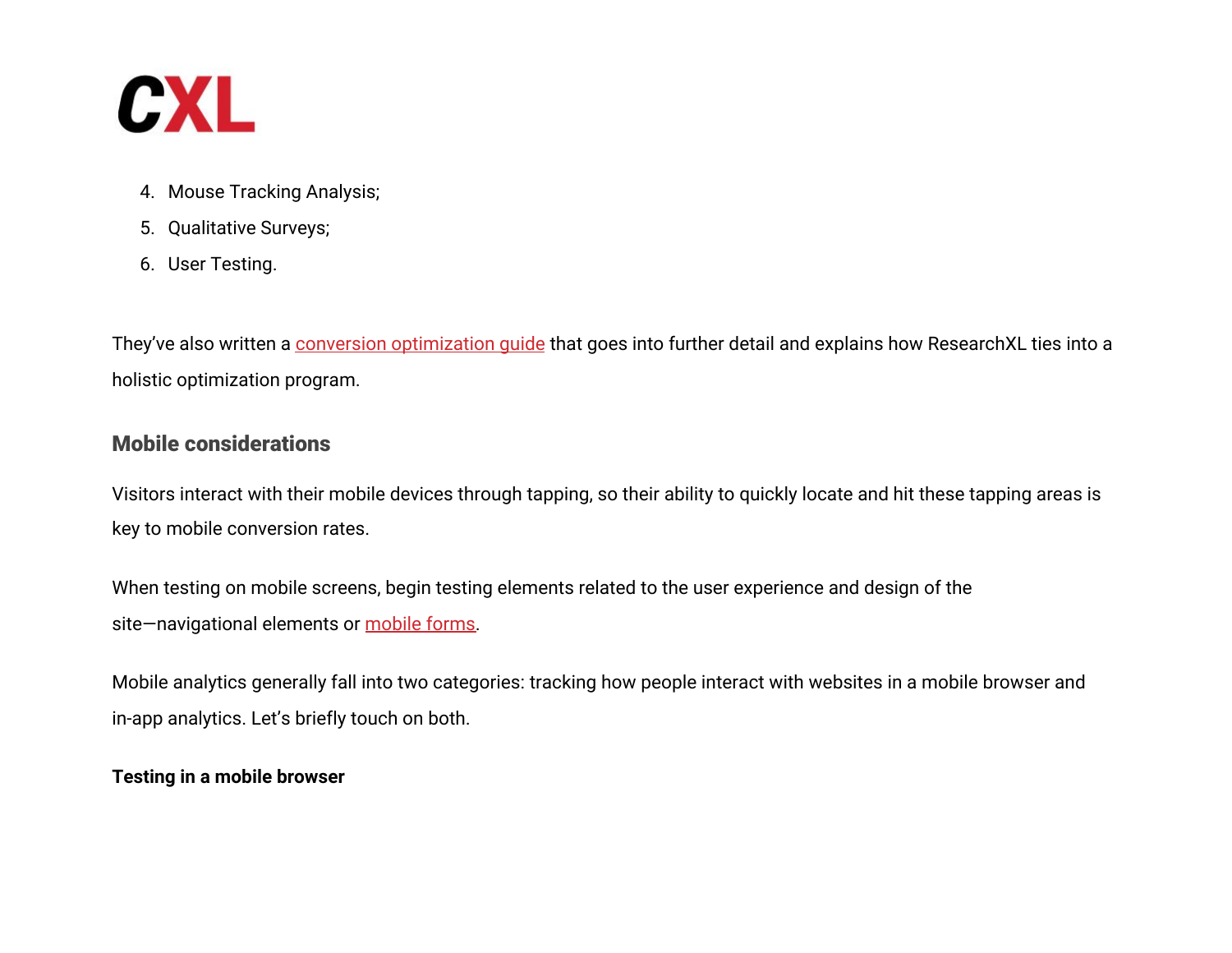4. Mouse Tracking Analysis;
5. Qualitative Surveys;
6. User Testing.

They've also written a conversion optimization guide that goes into further detail and explains how ResearchXL ties into a holistic optimization program.

## Mobile considerations

Visitors interact with their mobile devices through tapping, so their ability to quickly locate and hit these tapping areas is key to mobile conversion rates.

When testing on mobile screens, begin testing elements related to the user experience and design of the site—navigational elements or mobile forms.

Mobile analytics generally fall into two categories: tracking how people interact with websites in a mobile browser and in-app analytics. Let's briefly touch on both.

### Testing in a mobile browser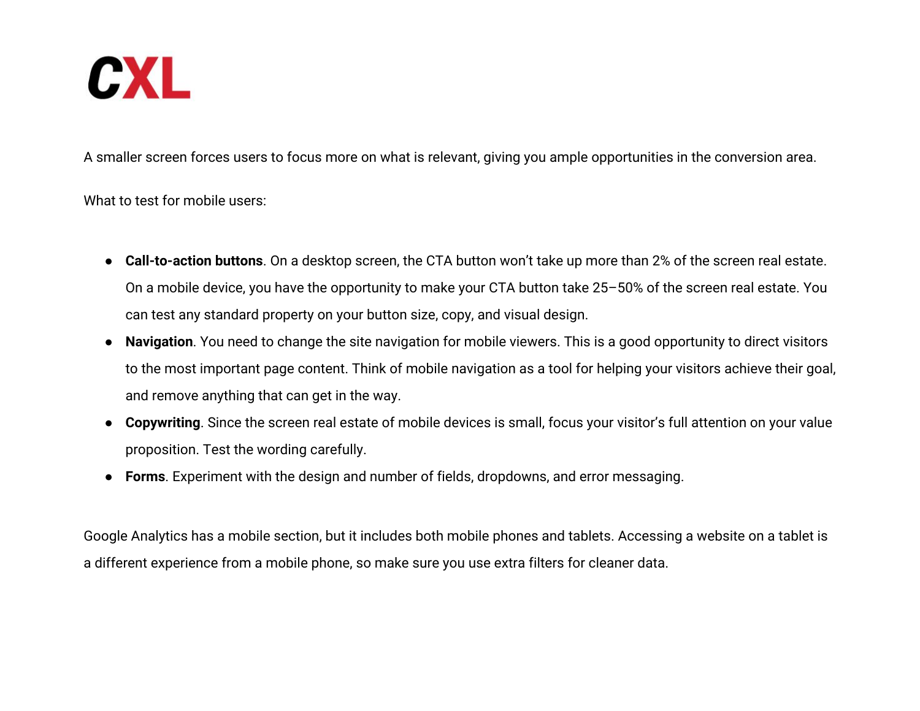A smaller screen forces users to focus more on what is relevant, giving you ample opportunities in the conversion area.

What to test for mobile users:

- **Call-to-action buttons**. On a desktop screen, the CTA button won't take up more than 2% of the screen real estate. On a mobile device, you have the opportunity to make your CTA button take 25–50% of the screen real estate. You can test any standard property on your button size, copy, and visual design.
- **Navigation**. You need to change the site navigation for mobile viewers. This is a good opportunity to direct visitors to the most important page content. Think of mobile navigation as a tool for helping your visitors achieve their goal, and remove anything that can get in the way.
- **Copywriting**. Since the screen real estate of mobile devices is small, focus your visitor's full attention on your value proposition. Test the wording carefully.
- **Forms**. Experiment with the design and number of fields, dropdowns, and error messaging.

Google Analytics has a mobile section, but it includes both mobile phones and tablets. Accessing a website on a tablet is a different experience from a mobile phone, so make sure you use extra filters for cleaner data.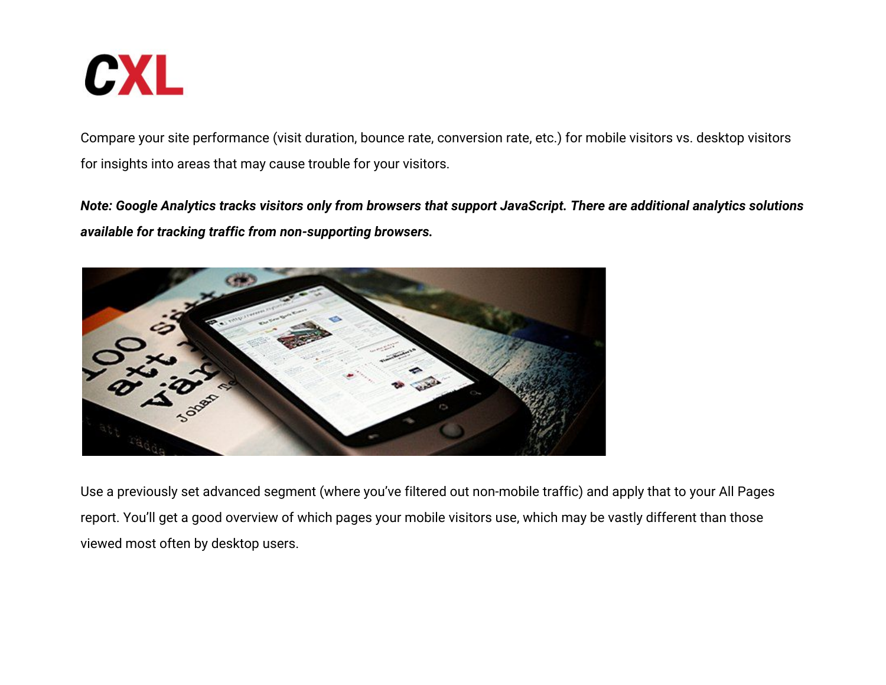Compare your site performance (visit duration, bounce rate, conversion rate, etc.) for mobile visitors vs. desktop visitors for insights into areas that may cause trouble for your visitors.

***Note: Google Analytics tracks visitors only from browsers that support JavaScript. There are additional analytics solutions available for tracking traffic from non-supporting browsers.***

Use a previously set advanced segment (where you've filtered out non-mobile traffic) and apply that to your All Pages report. You'll get a good overview of which pages your mobile visitors use, which may be vastly different than those viewed most often by desktop users.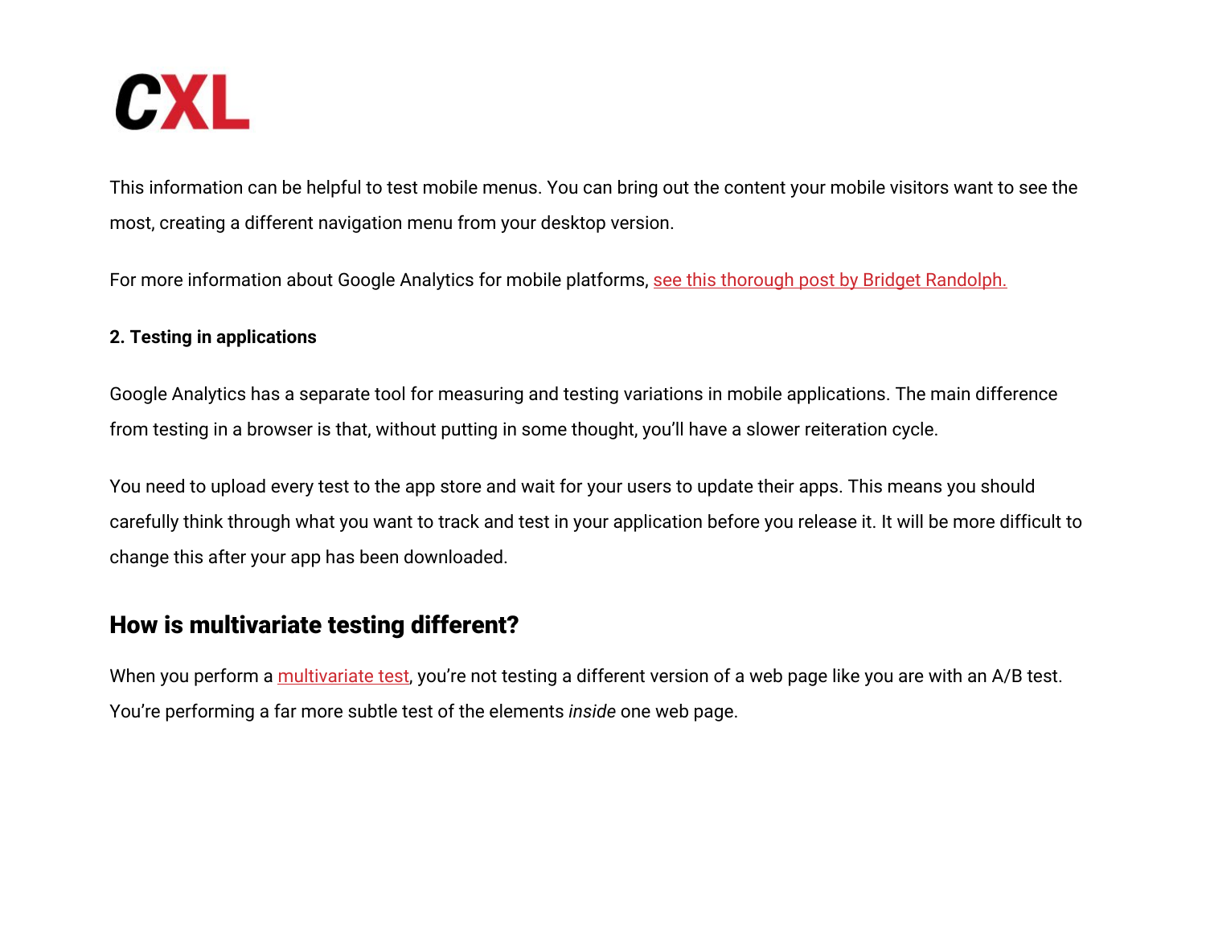This information can be helpful to test mobile menus. You can bring out the content your mobile visitors want to see the most, creating a different navigation menu from your desktop version.

For more information about Google Analytics for mobile platforms, see this thorough post by Bridget Randolph.

**2. Testing in applications**

Google Analytics has a separate tool for measuring and testing variations in mobile applications. The main difference from testing in a browser is that, without putting in some thought, you'll have a slower reiteration cycle.

You need to upload every test to the app store and wait for your users to update their apps. This means you should carefully think through what you want to track and test in your application before you release it. It will be more difficult to change this after your app has been downloaded.

## How is multivariate testing different?

When you perform a multivariate test, you're not testing a different version of a web page like you are with an A/B test. You're performing a far more subtle test of the elements *inside* one web page.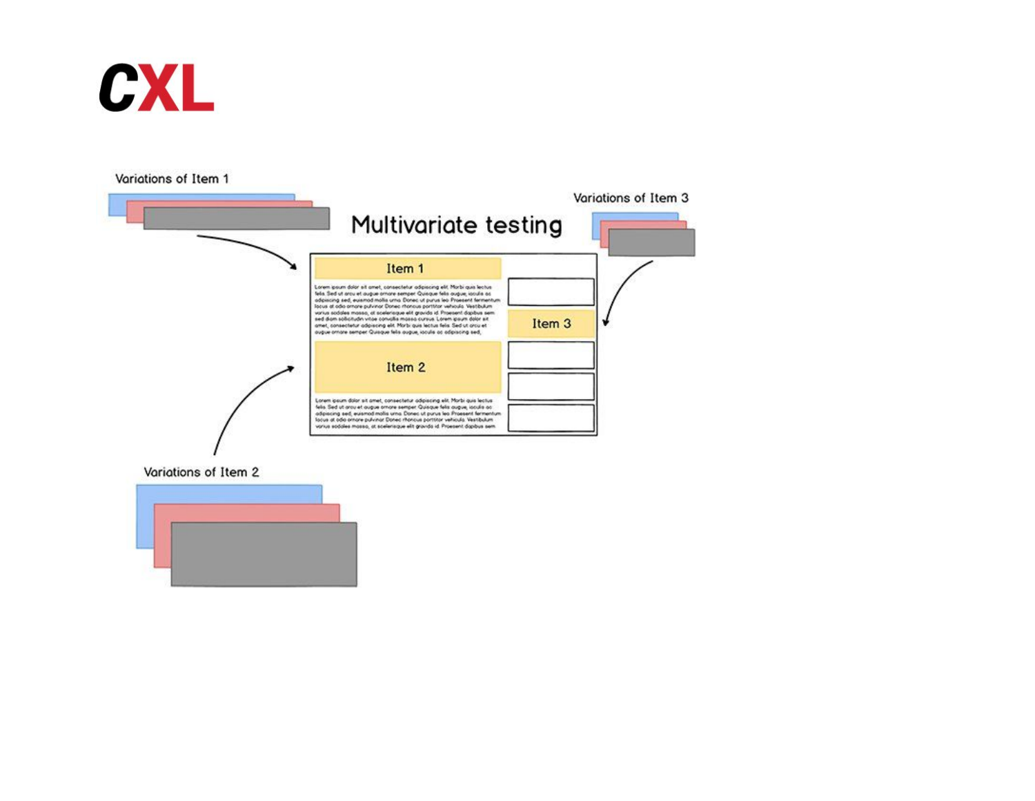Variations of Item 1

Variations of Item 3

Multivariate testing

Item 1

Item 3

Item 2

Variations of Item 2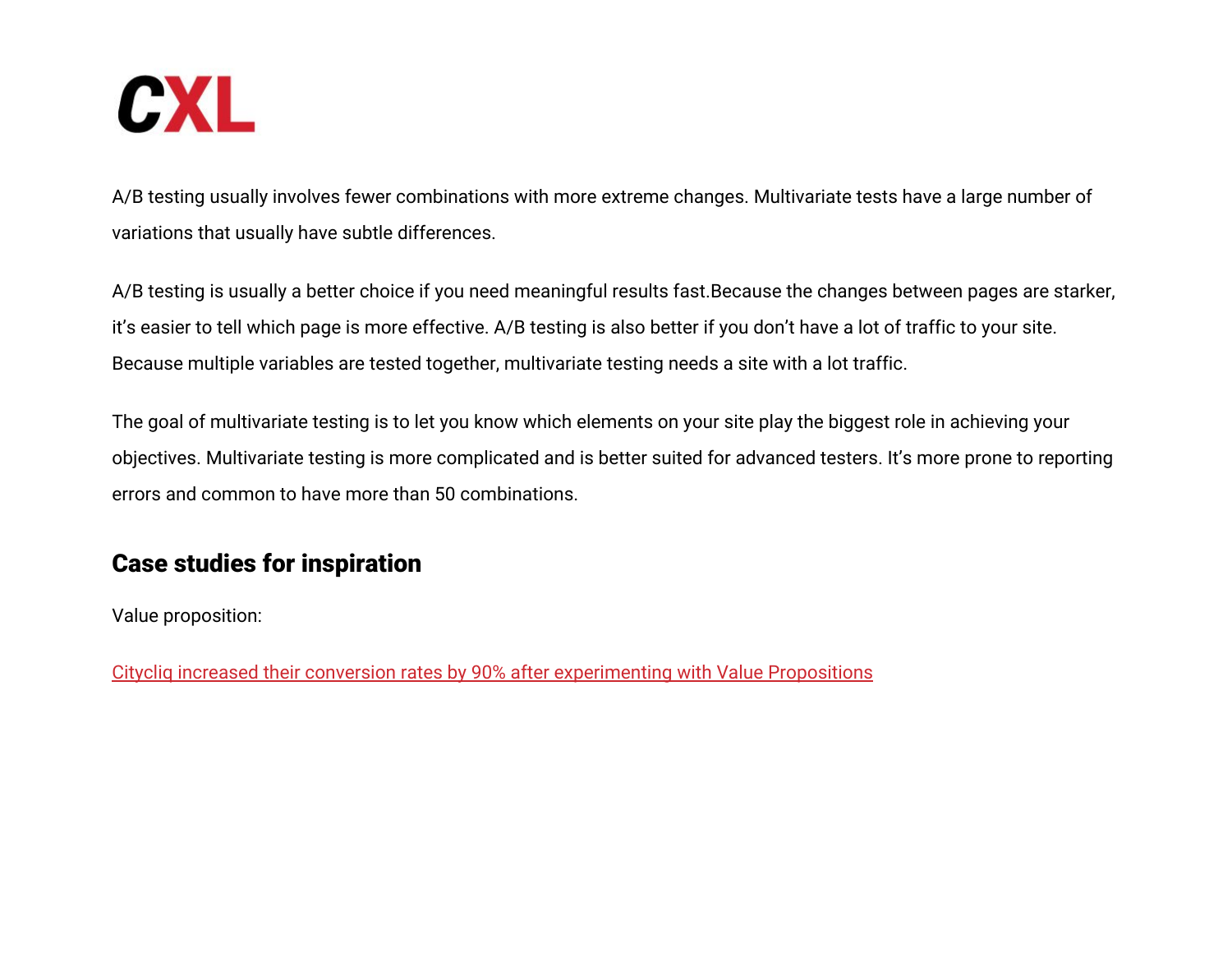A/B testing usually involves fewer combinations with more extreme changes. Multivariate tests have a large number of variations that usually have subtle differences.

A/B testing is usually a better choice if you need meaningful results fast.Because the changes between pages are starker, it's easier to tell which page is more effective. A/B testing is also better if you don't have a lot of traffic to your site. Because multiple variables are tested together, multivariate testing needs a site with a lot traffic.

The goal of multivariate testing is to let you know which elements on your site play the biggest role in achieving your objectives. Multivariate testing is more complicated and is better suited for advanced testers. It's more prone to reporting errors and common to have more than 50 combinations.

## Case studies for inspiration

Value proposition:

Cityclig increased their conversion rates by 90% after experimenting with Value Propositions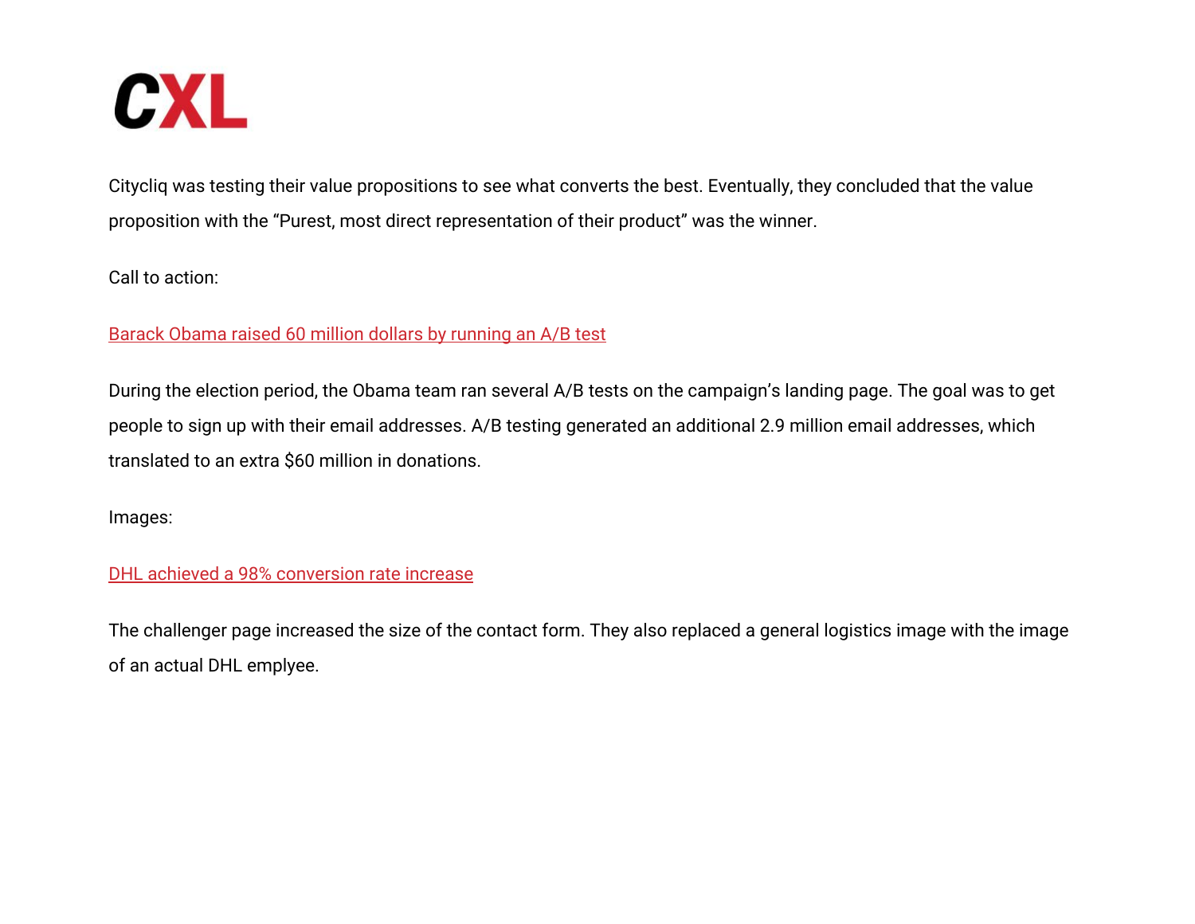Citycliq was testing their value propositions to see what converts the best. Eventually, they concluded that the value proposition with the "Purest, most direct representation of their product" was the winner.

Call to action:

Barack Obama raised 60 million dollars by running an A/B test

During the election period, the Obama team ran several A/B tests on the campaign's landing page. The goal was to get people to sign up with their email addresses. A/B testing generated an additional 2.9 million email addresses, which translated to an extra $60 million in donations.

Images:

DHL achieved a 98% conversion rate increase

The challenger page increased the size of the contact form. They also replaced a general logistics image with the image of an actual DHL emplyee.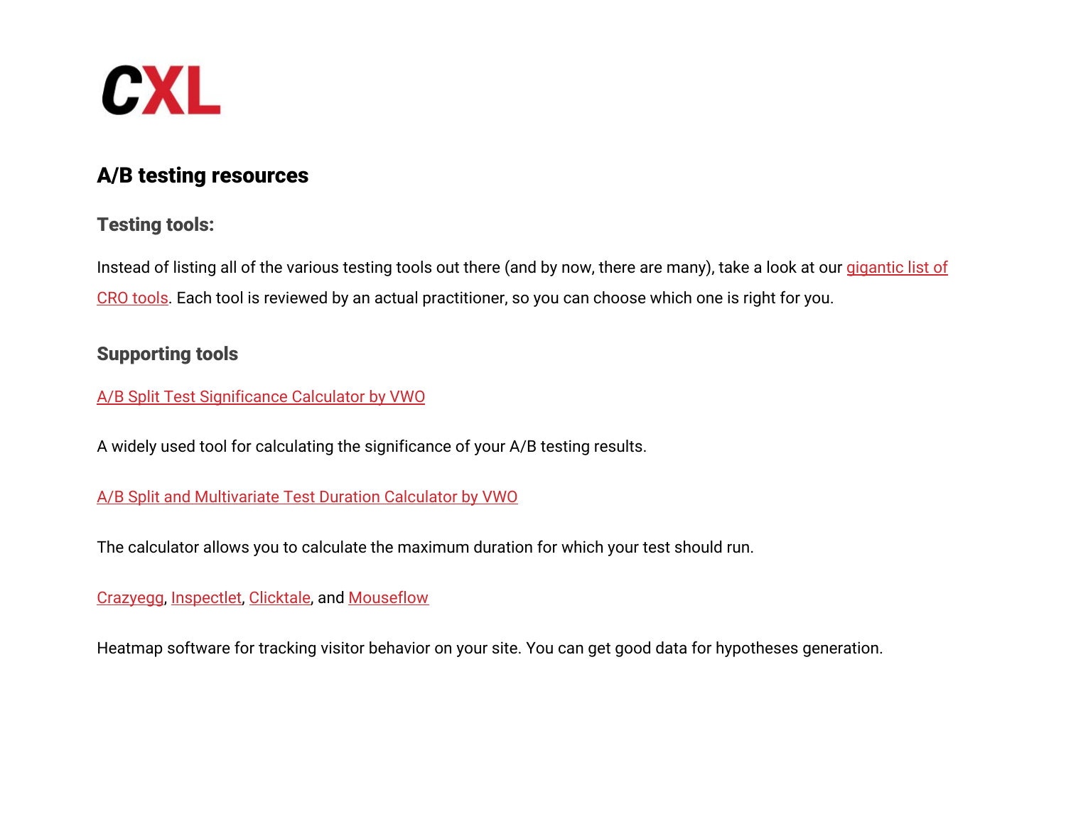CXL

## A/B testing resources

### Testing tools:

Instead of listing all of the various testing tools out there (and by now, there are many), take a look at our gigantic list of CRO tools. Each tool is reviewed by an actual practitioner, so you can choose which one is right for you.

### Supporting tools

A/B Split Test Significance Calculator by VWO

A widely used tool for calculating the significance of your A/B testing results.

A/B Split and Multivariate Test Duration Calculator by VWO

The calculator allows you to calculate the maximum duration for which your test should run.

Crazyegg, Inspectlet, Clicktale, and Mouseflow

Heatmap software for tracking visitor behavior on your site. You can get good data for hypotheses generation.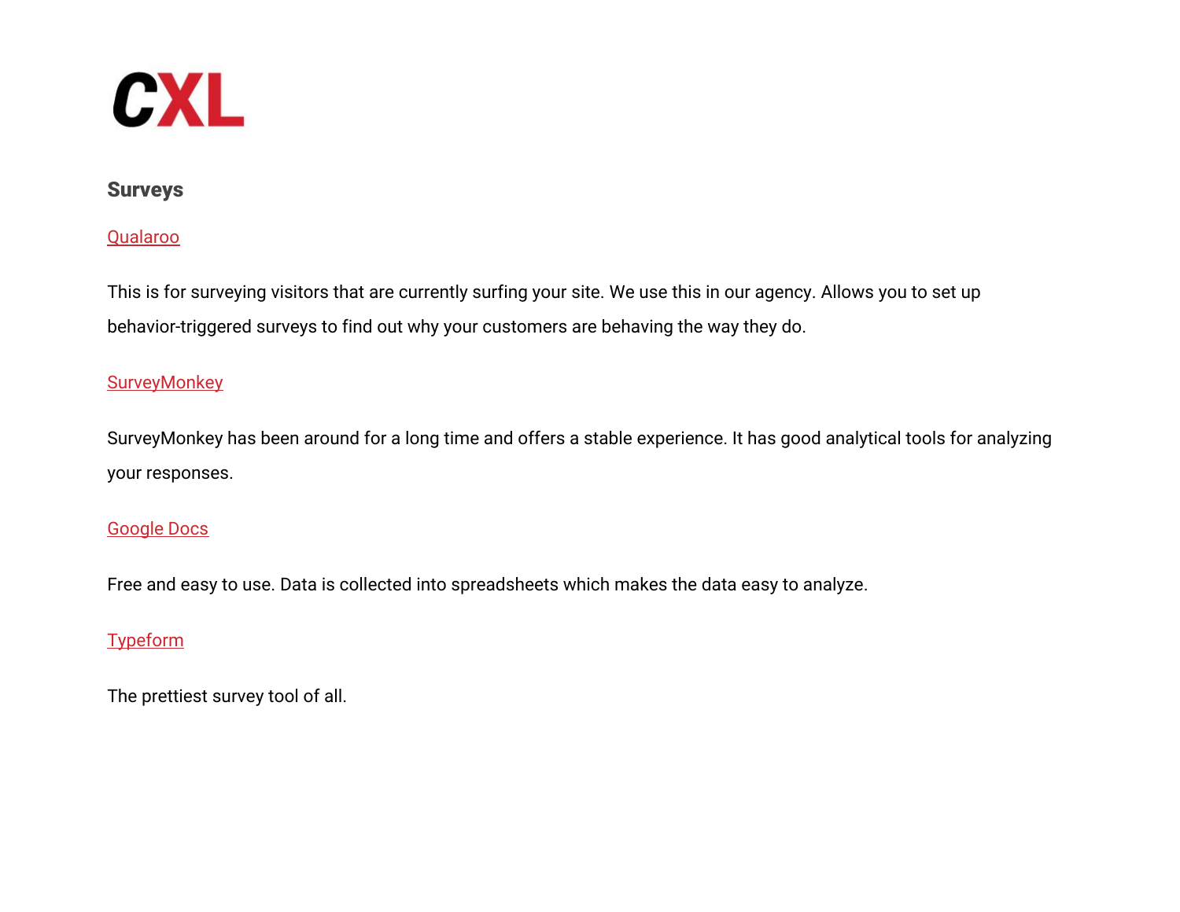CXL

## Surveys

Qualaroo

This is for surveying visitors that are currently surfing your site. We use this in our agency. Allows you to set up behavior-triggered surveys to find out why your customers are behaving the way they do.

SurveyMonkey

SurveyMonkey has been around for a long time and offers a stable experience. It has good analytical tools for analyzing your responses.

Google Docs

Free and easy to use. Data is collected into spreadsheets which makes the data easy to analyze.

Typeform

The prettiest survey tool of all.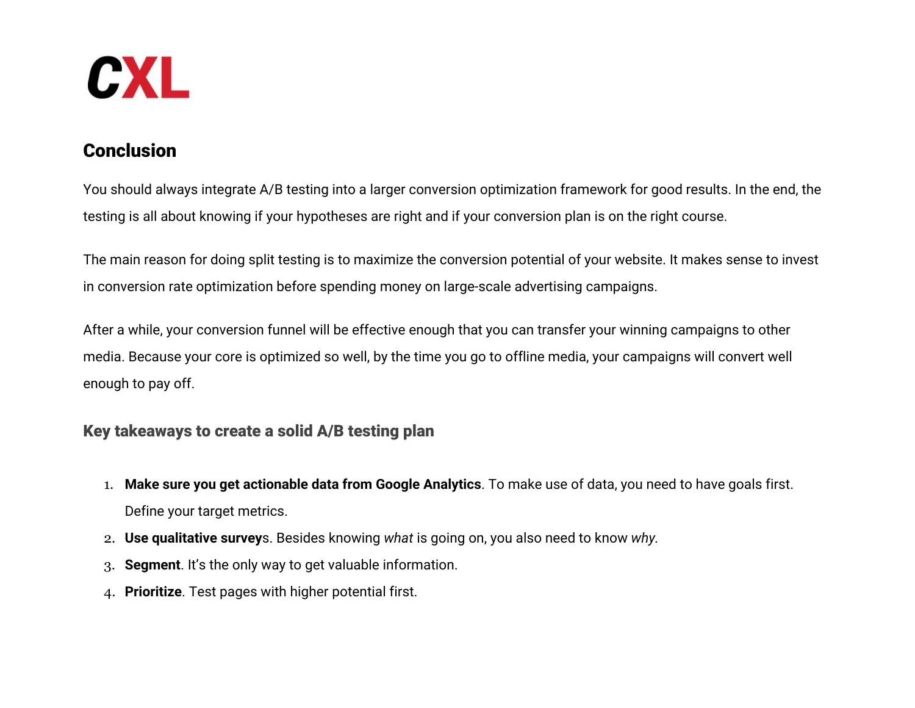## Conclusion

You should always integrate A/B testing into a larger conversion optimization framework for good results. In the end, the testing is all about knowing if your hypotheses are right and if your conversion plan is on the right course.

The main reason for doing split testing is to maximize the conversion potential of your website. It makes sense to invest in conversion rate optimization before spending money on large-scale advertising campaigns.

After a while, your conversion funnel will be effective enough that you can transfer your winning campaigns to other media. Because your core is optimized so well, by the time you go to offline media, your campaigns will convert well enough to pay off.

### Key takeaways to create a solid A/B testing plan

1. **Make sure you get actionable data from Google Analytics**. To make use of data, you need to have goals first. Define your target metrics.
2. **Use qualitative survey**s. Besides knowing *what* is going on, you also need to know *why*.
3. **Segment**. It's the only way to get valuable information.
4. **Prioritize**. Test pages with higher potential first.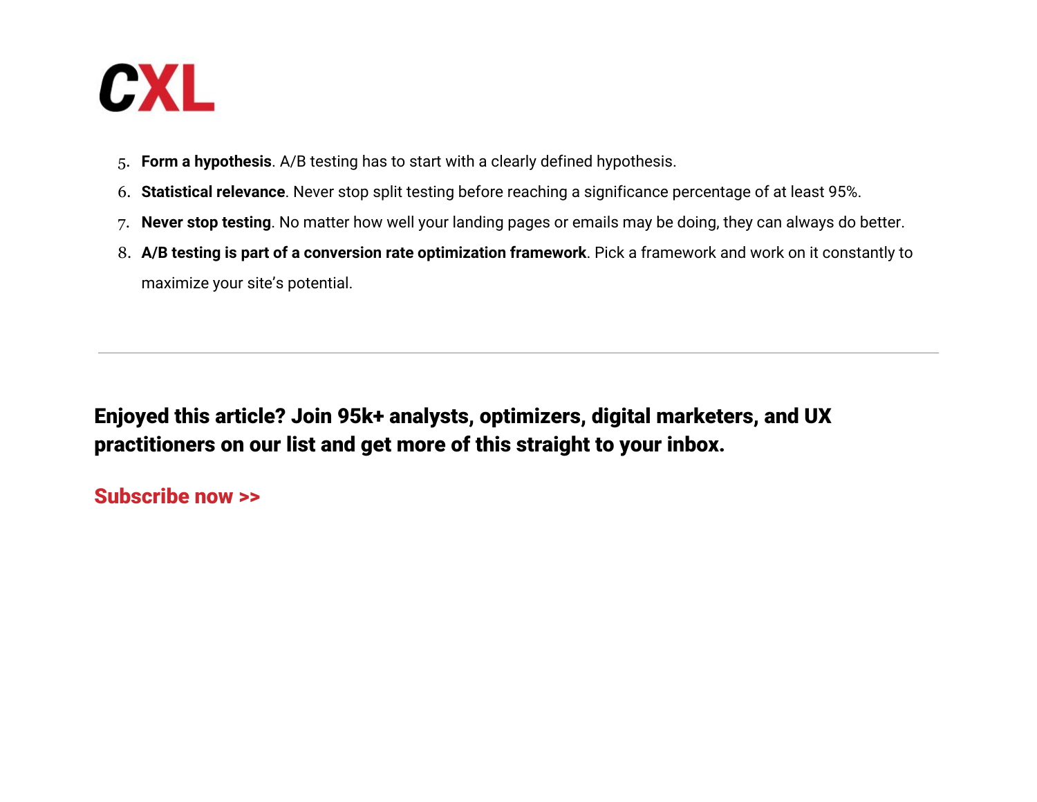5. **Form a hypothesis**. A/B testing has to start with a clearly defined hypothesis.
6. **Statistical relevance**. Never stop split testing before reaching a significance percentage of at least 95%.
7. **Never stop testing**. No matter how well your landing pages or emails may be doing, they can always do better.
8. **A/B testing is part of a conversion rate optimization framework**. Pick a framework and work on it constantly to maximize your site's potential.

---

**Enjoyed this article? Join 95k+ analysts, optimizers, digital marketers, and UX practitioners on our list and get more of this straight to your inbox.**

**Subscribe now >>**